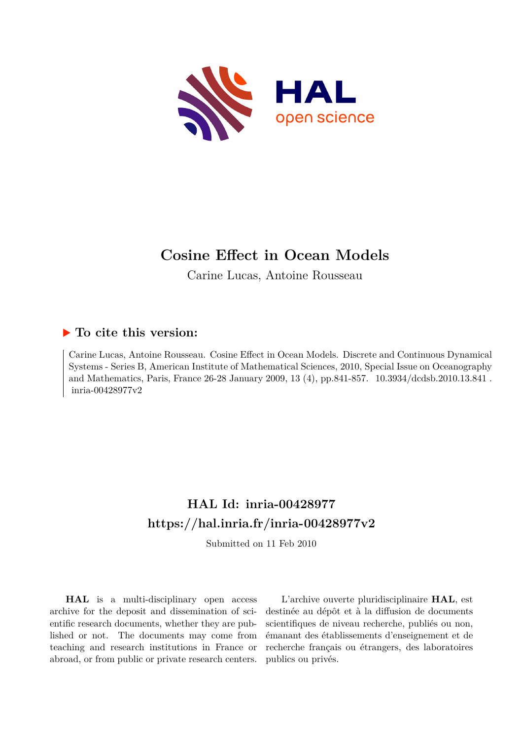# Cosine Effect in Ocean Models

Carine Lucas, Antoine Rousseau

## ▶ To cite this version:

Carine Lucas, Antoine Rousseau. Cosine Effect in Ocean Models. Discrete and Continuous Dynamical Systems - Series B, American Institute of Mathematical Sciences, 2010, Special Issue on Oceanography and Mathematics, Paris, France 26-28 January 2009, 13 (4), pp.841-857. 10.3934/dcdsb.2010.13.841. inria-00428977v2

## HAL Id: inria-00428977
## https://hal.inria.fr/inria-00428977v2

Submitted on 11 Feb 2010

**HAL** is a multi-disciplinary open access archive for the deposit and dissemination of scientific research documents, whether they are published or not. The documents may come from teaching and research institutions in France or abroad, or from public or private research centers.

L'archive ouverte pluridisciplinaire **HAL**, est destinée au dépôt et à la diffusion de documents scientifiques de niveau recherche, publiés ou non, émanant des établissements d'enseignement et de recherche français ou étrangers, des laboratoires publics ou privés.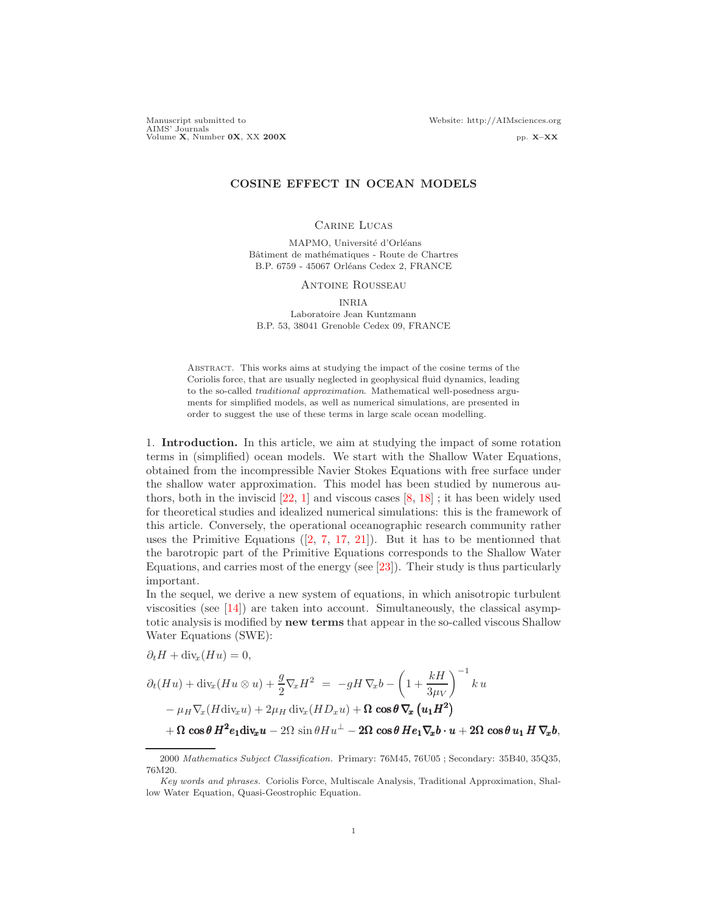Manuscript submitted to
AIMS' Journals
Volume **X**, Number **0X**, XX **200X**

Website: http://AIMsciences.org

pp. **X–XX**

# COSINE EFFECT IN OCEAN MODELS

Carine Lucas

MAPMO, Université d'Orléans
Bâtiment de mathématiques - Route de Chartres
B.P. 6759 - 45067 Orléans Cedex 2, FRANCE

Antoine Rousseau

INRIA
Laboratoire Jean Kuntzmann
B.P. 53, 38041 Grenoble Cedex 09, FRANCE

Abstract. This works aims at studying the impact of the cosine terms of the Coriolis force, that are usually neglected in geophysical fluid dynamics, leading to the so-called *traditional approximation*. Mathematical well-posedness arguments for simplified models, as well as numerical simulations, are presented in order to suggest the use of these terms in large scale ocean modelling.

## 1. Introduction.

In this article, we aim at studying the impact of some rotation terms in (simplified) ocean models. We start with the Shallow Water Equations, obtained from the incompressible Navier Stokes Equations with free surface under the shallow water approximation. This model has been studied by numerous authors, both in the inviscid [22, 1] and viscous cases [8, 18] ; it has been widely used for theoretical studies and idealized numerical simulations: this is the framework of this article. Conversely, the operational oceanographic research community rather uses the Primitive Equations ([2, 7, 17, 21]). But it has to be mentionned that the barotropic part of the Primitive Equations corresponds to the Shallow Water Equations, and carries most of the energy (see [23]). Their study is thus particularly important.

In the sequel, we derive a new system of equations, in which anisotropic turbulent viscosities (see [14]) are taken into account. Simultaneously, the classical asymptotic analysis is modified by **new terms** that appear in the so-called viscous Shallow Water Equations (SWE):

$$\partial_t H + \mathrm{div}_x(Hu) = 0,$$

$$\begin{aligned}
\partial_t(Hu) + \mathrm{div}_x(Hu \otimes u) + \frac{g}{2}\nabla_x H^2 \;&=\; -gH\,\nabla_x b - \left(1 + \frac{kH}{3\mu_V}\right)^{-1} k\,u \\
&- \mu_H \nabla_x(H\mathrm{div}_x u) + 2\mu_H\,\mathrm{div}_x(HD_x u) + \boldsymbol{\Omega\,\cos\theta\,\nabla_x\left(u_1 H^2\right)} \\
&+ \boldsymbol{\Omega\,\cos\theta\,H^2 e_1 \mathrm{div}_x u} - 2\Omega\,\sin\theta H u^{\perp} - \boldsymbol{2\Omega\,\cos\theta\,H e_1 \nabla_x b\cdot u} + \boldsymbol{2\Omega\,\cos\theta\,u_1\,H\,\nabla_x b},
\end{aligned}$$

2000 *Mathematics Subject Classification.* Primary: 76M45, 76U05 ; Secondary: 35B40, 35Q35, 76M20.

*Key words and phrases.* Coriolis Force, Multiscale Analysis, Traditional Approximation, Shallow Water Equation, Quasi-Geostrophic Equation.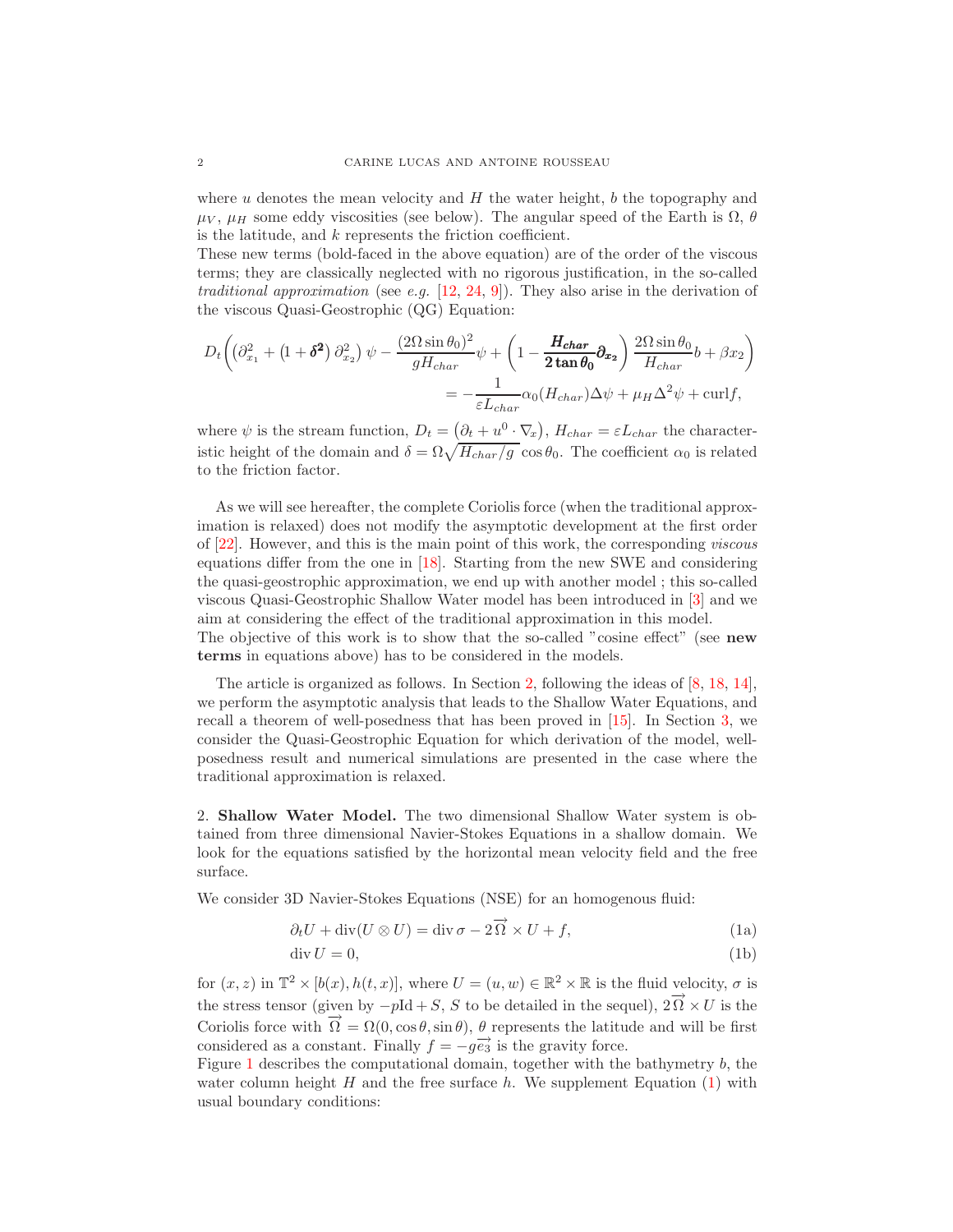where $u$ denotes the mean velocity and $H$ the water height, $b$ the topography and $\mu_V$, $\mu_H$ some eddy viscosities (see below). The angular speed of the Earth is $\Omega$, $\theta$ is the latitude, and $k$ represents the friction coefficient.
These new terms (bold-faced in the above equation) are of the order of the viscous terms; they are classically neglected with no rigorous justification, in the so-called *traditional approximation* (see *e.g.* [12, 24, 9]). They also arise in the derivation of the viscous Quasi-Geostrophic (QG) Equation:

$$D_t\left(\left(\partial_{x_1}^2 + \left(1+\boldsymbol{\delta^2}\right)\partial_{x_2}^2\right)\psi - \frac{(2\Omega\sin\theta_0)^2}{gH_{char}}\psi + \left(1 - \frac{\boldsymbol{H_{char}}}{\boldsymbol{2\tan\theta_0}}\boldsymbol{\partial_{x_2}}\right)\frac{2\Omega\sin\theta_0}{H_{char}}b + \beta x_2\right)$$
$$= -\frac{1}{\varepsilon L_{char}}\alpha_0(H_{char})\Delta\psi + \mu_H\Delta^2\psi + \operatorname{curl} f,$$

where $\psi$ is the stream function, $D_t = \left(\partial_t + u^0\cdot\nabla_x\right)$, $H_{char} = \varepsilon L_{char}$ the characteristic height of the domain and $\delta = \Omega\sqrt{H_{char}/g}\cos\theta_0$. The coefficient $\alpha_0$ is related to the friction factor.

As we will see hereafter, the complete Coriolis force (when the traditional approximation is relaxed) does not modify the asymptotic development at the first order of [22]. However, and this is the main point of this work, the corresponding *viscous* equations differ from the one in [18]. Starting from the new SWE and considering the quasi-geostrophic approximation, we end up with another model ; this so-called viscous Quasi-Geostrophic Shallow Water model has been introduced in [3] and we aim at considering the effect of the traditional approximation in this model.
The objective of this work is to show that the so-called "cosine effect" (see **new terms** in equations above) has to be considered in the models.

The article is organized as follows. In Section 2, following the ideas of [8, 18, 14], we perform the asymptotic analysis that leads to the Shallow Water Equations, and recall a theorem of well-posedness that has been proved in [15]. In Section 3, we consider the Quasi-Geostrophic Equation for which derivation of the model, well-posedness result and numerical simulations are presented in the case where the traditional approximation is relaxed.

## 2. Shallow Water Model.

The two dimensional Shallow Water system is obtained from three dimensional Navier-Stokes Equations in a shallow domain. We look for the equations satisfied by the horizontal mean velocity field and the free surface.

We consider 3D Navier-Stokes Equations (NSE) for an homogenous fluid:

$$\partial_t U + \operatorname{div}(U\otimes U) = \operatorname{div}\sigma - 2\overrightarrow{\Omega}\times U + f, \tag{1a}$$

$$\operatorname{div} U = 0, \tag{1b}$$

for $(x,z)$ in $\mathbb{T}^2\times[b(x),h(t,x)]$, where $U=(u,w)\in\mathbb{R}^2\times\mathbb{R}$ is the fluid velocity, $\sigma$ is the stress tensor (given by $-p\mathrm{Id}+S$, $S$ to be detailed in the sequel), $2\overrightarrow{\Omega}\times U$ is the Coriolis force with $\overrightarrow{\Omega} = \Omega(0,\cos\theta,\sin\theta)$, $\theta$ represents the latitude and will be first considered as a constant. Finally $f = -g\overrightarrow{e_3}$ is the gravity force.
Figure 1 describes the computational domain, together with the bathymetry $b$, the water column height $H$ and the free surface $h$. We supplement Equation (1) with usual boundary conditions: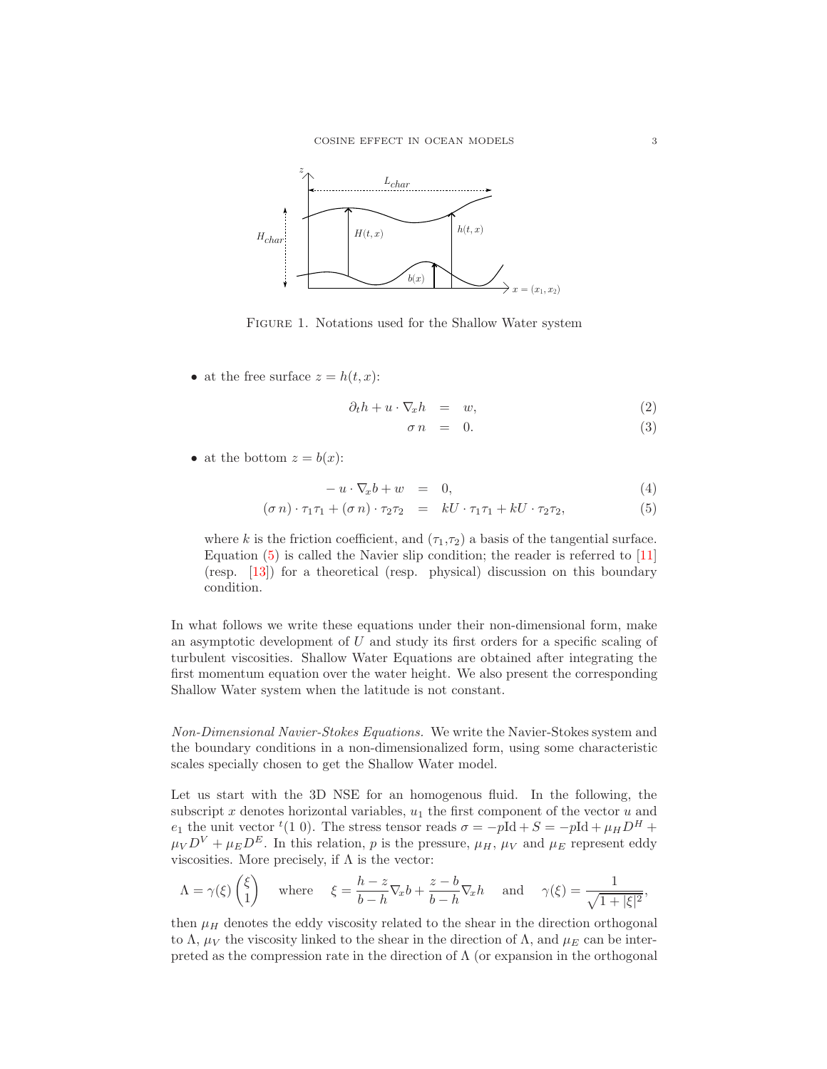FIGURE 1. Notations used for the Shallow Water system

- at the free surface $z = h(t, x)$:

$$\partial_t h + u \cdot \nabla_x h = w, \tag{2}$$

$$\sigma\, n = 0. \tag{3}$$

- at the bottom $z = b(x)$:

$$-u \cdot \nabla_x b + w = 0, \tag{4}$$

$$(\sigma\, n) \cdot \tau_1 \tau_1 + (\sigma\, n) \cdot \tau_2 \tau_2 = kU \cdot \tau_1 \tau_1 + kU \cdot \tau_2 \tau_2, \tag{5}$$

where $k$ is the friction coefficient, and $(\tau_1, \tau_2)$ a basis of the tangential surface. Equation (5) is called the Navier slip condition; the reader is referred to [11] (resp. [13]) for a theoretical (resp. physical) discussion on this boundary condition.

In what follows we write these equations under their non-dimensional form, make an asymptotic development of $U$ and study its first orders for a specific scaling of turbulent viscosities. Shallow Water Equations are obtained after integrating the first momentum equation over the water height. We also present the corresponding Shallow Water system when the latitude is not constant.

*Non-Dimensional Navier-Stokes Equations.* We write the Navier-Stokes system and the boundary conditions in a non-dimensionalized form, using some characteristic scales specially chosen to get the Shallow Water model.

Let us start with the 3D NSE for an homogenous fluid. In the following, the subscript $x$ denotes horizontal variables, $u_1$ the first component of the vector $u$ and $e_1$ the unit vector ${}^t(1\ 0)$. The stress tensor reads $\sigma = -p\mathrm{Id} + S = -p\mathrm{Id} + \mu_H D^H + \mu_V D^V + \mu_E D^E$. In this relation, $p$ is the pressure, $\mu_H$, $\mu_V$ and $\mu_E$ represent eddy viscosities. More precisely, if $\Lambda$ is the vector:

$$\Lambda = \gamma(\xi) \begin{pmatrix} \xi \\ 1 \end{pmatrix} \quad \text{where} \quad \xi = \frac{h - z}{b - h} \nabla_x b + \frac{z - b}{b - h} \nabla_x h \quad \text{and} \quad \gamma(\xi) = \frac{1}{\sqrt{1 + |\xi|^2}},$$

then $\mu_H$ denotes the eddy viscosity related to the shear in the direction orthogonal to $\Lambda$, $\mu_V$ the viscosity linked to the shear in the direction of $\Lambda$, and $\mu_E$ can be interpreted as the compression rate in the direction of $\Lambda$ (or expansion in the orthogonal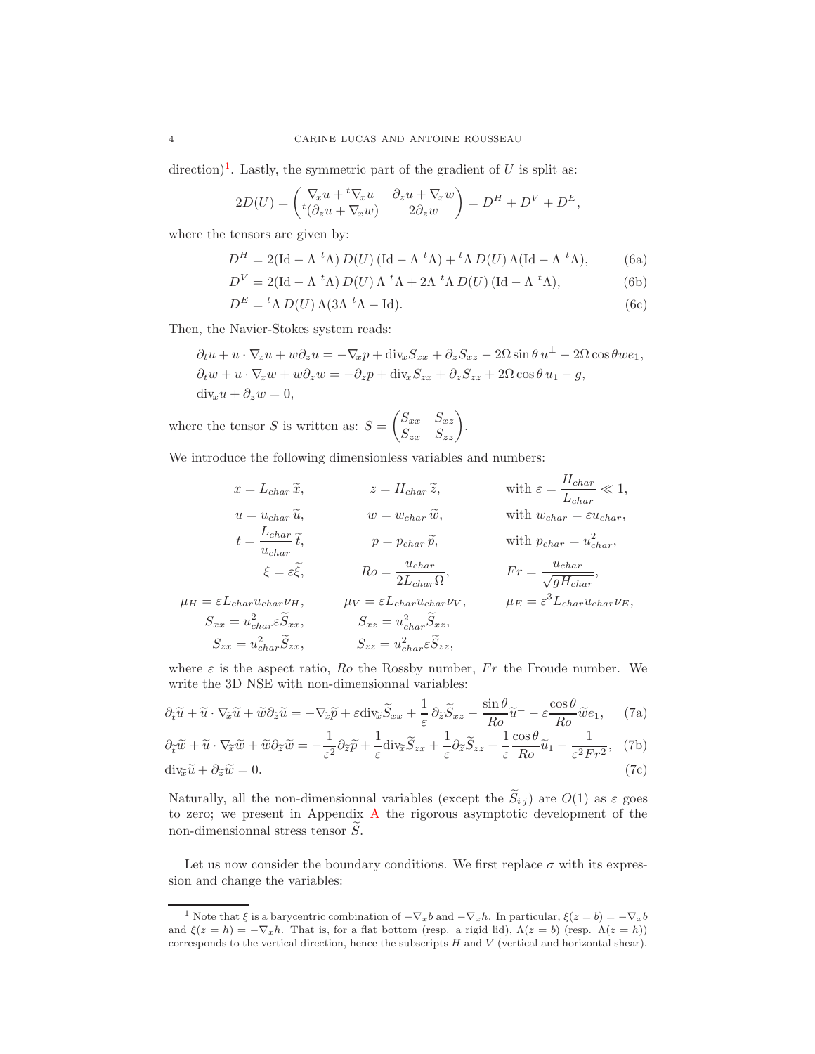direction)[1]. Lastly, the symmetric part of the gradient of $U$ is split as:

$$2D(U) = \begin{pmatrix} \nabla_x u + {}^t\nabla_x u & \partial_z u + \nabla_x w \\ {}^t(\partial_z u + \nabla_x w) & 2\partial_z w \end{pmatrix} = D^H + D^V + D^E,$$

where the tensors are given by:

$$D^H = 2(\mathrm{Id} - \Lambda\, {}^t\Lambda)\, D(U)\, (\mathrm{Id} - \Lambda\, {}^t\Lambda) + {}^t\Lambda\, D(U)\, \Lambda(\mathrm{Id} - \Lambda\, {}^t\Lambda), \tag{6a}$$

$$D^V = 2(\mathrm{Id} - \Lambda\, {}^t\Lambda)\, D(U)\, \Lambda\, {}^t\Lambda + 2\Lambda\, {}^t\Lambda\, D(U)\, (\mathrm{Id} - \Lambda\, {}^t\Lambda), \tag{6b}$$

$$D^E = {}^t\Lambda\, D(U)\, \Lambda(3\Lambda\, {}^t\Lambda - \mathrm{Id}). \tag{6c}$$

Then, the Navier-Stokes system reads:

$$\begin{aligned}
&\partial_t u + u \cdot \nabla_x u + w \partial_z u = -\nabla_x p + \mathrm{div}_x S_{xx} + \partial_z S_{xz} - 2\Omega \sin\theta\, u^\perp - 2\Omega \cos\theta w e_1, \\
&\partial_t w + u \cdot \nabla_x w + w \partial_z w = -\partial_z p + \mathrm{div}_x S_{zx} + \partial_z S_{zz} + 2\Omega \cos\theta\, u_1 - g, \\
&\mathrm{div}_x u + \partial_z w = 0,
\end{aligned}$$

where the tensor $S$ is written as: $S = \begin{pmatrix} S_{xx} & S_{xz} \\ S_{zx} & S_{zz} \end{pmatrix}$.

We introduce the following dimensionless variables and numbers:

$$\begin{aligned}
&x = L_{char}\, \widetilde{x}, && z = H_{char}\, \widetilde{z}, && \text{with } \varepsilon = \frac{H_{char}}{L_{char}} \ll 1, \\
&u = u_{char}\, \widetilde{u}, && w = w_{char}\, \widetilde{w}, && \text{with } w_{char} = \varepsilon u_{char}, \\
&t = \frac{L_{char}}{u_{char}}\, \widetilde{t}, && p = p_{char}\, \widetilde{p}, && \text{with } p_{char} = u_{char}^2, \\
&\xi = \varepsilon \widetilde{\xi}, && Ro = \frac{u_{char}}{2 L_{char} \Omega}, && Fr = \frac{u_{char}}{\sqrt{g H_{char}}}, \\
&\mu_H = \varepsilon L_{char} u_{char} \nu_H, && \mu_V = \varepsilon L_{char} u_{char} \nu_V, && \mu_E = \varepsilon^3 L_{char} u_{char} \nu_E, \\
&S_{xx} = u_{char}^2 \varepsilon \widetilde{S}_{xx}, && S_{xz} = u_{char}^2 \widetilde{S}_{xz}, && \\
&S_{zx} = u_{char}^2 \widetilde{S}_{zx}, && S_{zz} = u_{char}^2 \varepsilon \widetilde{S}_{zz}, &&
\end{aligned}$$

where $\varepsilon$ is the aspect ratio, $Ro$ the Rossby number, $Fr$ the Froude number. We write the 3D NSE with non-dimensionnal variables:

$$\partial_{\widetilde{t}} \widetilde{u} + \widetilde{u} \cdot \nabla_{\widetilde{x}} \widetilde{u} + \widetilde{w} \partial_{\widetilde{z}} \widetilde{u} = -\nabla_{\widetilde{x}} \widetilde{p} + \varepsilon \mathrm{div}_{\widetilde{x}} \widetilde{S}_{xx} + \frac{1}{\varepsilon}\, \partial_{\widetilde{z}} \widetilde{S}_{xz} - \frac{\sin\theta}{Ro} \widetilde{u}^\perp - \varepsilon \frac{\cos\theta}{Ro} \widetilde{w} e_1, \tag{7a}$$

$$\partial_{\widetilde{t}} \widetilde{w} + \widetilde{u} \cdot \nabla_{\widetilde{x}} \widetilde{w} + \widetilde{w} \partial_{\widetilde{z}} \widetilde{w} = -\frac{1}{\varepsilon^2} \partial_{\widetilde{z}} \widetilde{p} + \frac{1}{\varepsilon} \mathrm{div}_{\widetilde{x}} \widetilde{S}_{zx} + \frac{1}{\varepsilon} \partial_{\widetilde{z}} \widetilde{S}_{zz} + \frac{1}{\varepsilon} \frac{\cos\theta}{Ro} \widetilde{u}_1 - \frac{1}{\varepsilon^2 Fr^2}, \tag{7b}$$

$$\mathrm{div}_{\widetilde{x}} \widetilde{u} + \partial_{\widetilde{z}} \widetilde{w} = 0. \tag{7c}$$

Naturally, all the non-dimensionnal variables (except the $\widetilde{S}_{ij}$) are $O(1)$ as $\varepsilon$ goes to zero; we present in Appendix A the rigorous asymptotic development of the non-dimensionnal stress tensor $\widetilde{S}$.

Let us now consider the boundary conditions. We first replace $\sigma$ with its expression and change the variables:

---

[1] Note that $\xi$ is a barycentric combination of $-\nabla_x b$ and $-\nabla_x h$. In particular, $\xi(z = b) = -\nabla_x b$ and $\xi(z = h) = -\nabla_x h$. That is, for a flat bottom (resp. a rigid lid), $\Lambda(z = b)$ (resp. $\Lambda(z = h)$) corresponds to the vertical direction, hence the subscripts $H$ and $V$ (vertical and horizontal shear).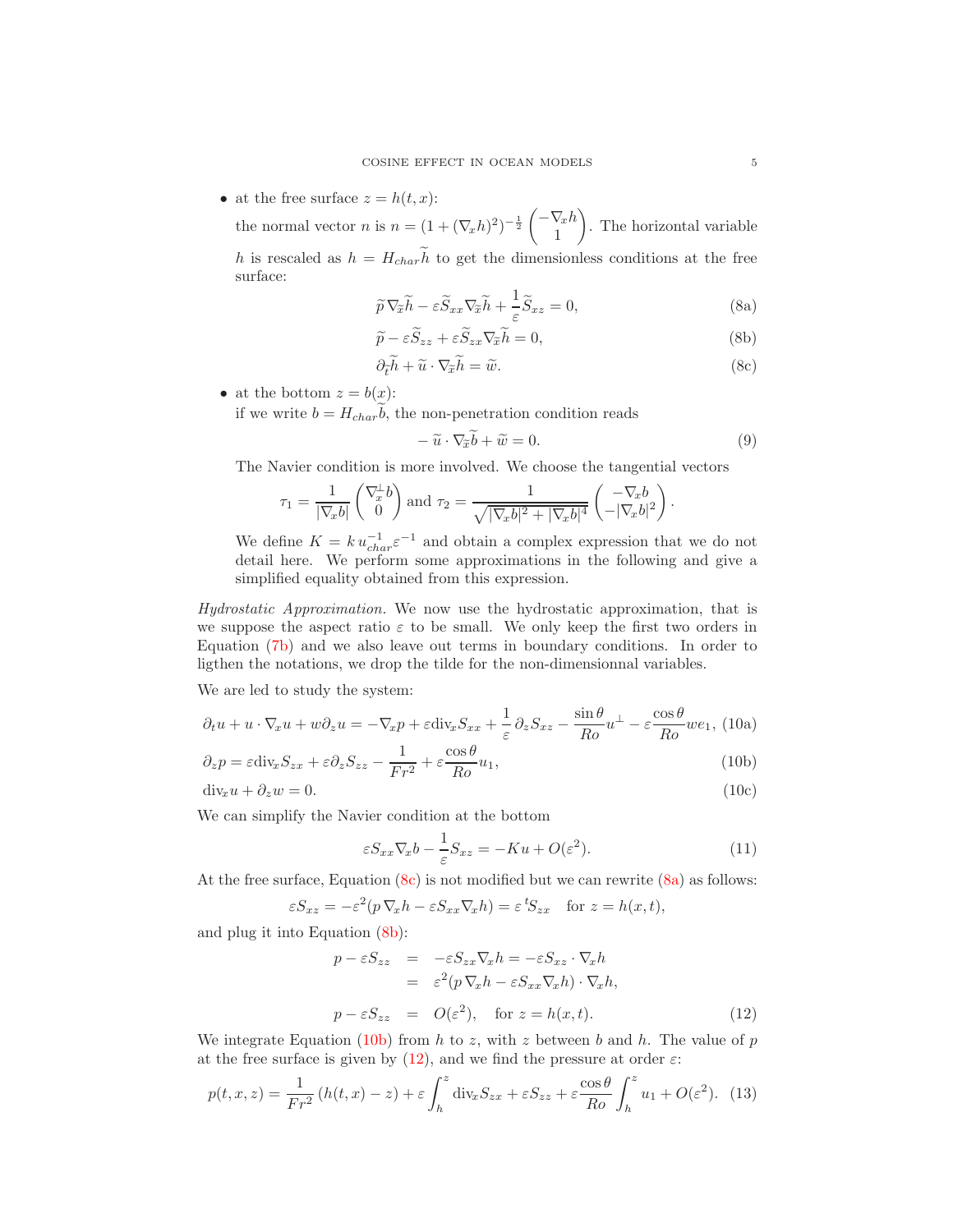- at the free surface $z = h(t,x)$:

  the normal vector $n$ is $n = (1+(\nabla_x h)^2)^{-\frac{1}{2}} \begin{pmatrix} -\nabla_x h \\ 1 \end{pmatrix}$. The horizontal variable $h$ is rescaled as $h = H_{char}\widetilde{h}$ to get the dimensionless conditions at the free surface:

$$\widetilde{p}\,\nabla_{\widetilde{x}}\widetilde{h} - \varepsilon \widetilde{S}_{xx}\nabla_{\widetilde{x}}\widetilde{h} + \frac{1}{\varepsilon}\widetilde{S}_{xz} = 0, \tag{8a}$$

$$\widetilde{p} - \varepsilon \widetilde{S}_{zz} + \varepsilon \widetilde{S}_{zx}\nabla_{\widetilde{x}}\widetilde{h} = 0, \tag{8b}$$

$$\partial_{\widetilde{t}}\widetilde{h} + \widetilde{u}\cdot\nabla_{\widetilde{x}}\widetilde{h} = \widetilde{w}. \tag{8c}$$

- at the bottom $z = b(x)$:

  if we write $b = H_{char}\widetilde{b}$, the non-penetration condition reads

$$-\,\widetilde{u}\cdot\nabla_{\widetilde{x}}\widetilde{b} + \widetilde{w} = 0. \tag{9}$$

  The Navier condition is more involved. We choose the tangential vectors

$$\tau_1 = \frac{1}{|\nabla_x b|}\begin{pmatrix} \nabla_x^{\perp} b \\ 0 \end{pmatrix} \text{ and } \tau_2 = \frac{1}{\sqrt{|\nabla_x b|^2 + |\nabla_x b|^4}}\begin{pmatrix} -\nabla_x b \\ -|\nabla_x b|^2 \end{pmatrix}.$$

  We define $K = k\, u_{char}^{-1}\varepsilon^{-1}$ and obtain a complex expression that we do not detail here. We perform some approximations in the following and give a simplified equality obtained from this expression.

*Hydrostatic Approximation.* We now use the hydrostatic approximation, that is we suppose the aspect ratio $\varepsilon$ to be small. We only keep the first two orders in Equation (7b) and we also leave out terms in boundary conditions. In order to ligthen the notations, we drop the tilde for the non-dimensionnal variables.

We are led to study the system:

$$\partial_t u + u\cdot\nabla_x u + w\partial_z u = -\nabla_x p + \varepsilon \mathrm{div}_x S_{xx} + \frac{1}{\varepsilon}\,\partial_z S_{xz} - \frac{\sin\theta}{Ro}u^{\perp} - \varepsilon\frac{\cos\theta}{Ro}we_1, \tag{10a}$$

$$\partial_z p = \varepsilon \mathrm{div}_x S_{zx} + \varepsilon\partial_z S_{zz} - \frac{1}{Fr^2} + \varepsilon\frac{\cos\theta}{Ro}u_1, \tag{10b}$$

$$\mathrm{div}_x u + \partial_z w = 0. \tag{10c}$$

We can simplify the Navier condition at the bottom

$$\varepsilon S_{xx}\nabla_x b - \frac{1}{\varepsilon}S_{xz} = -Ku + O(\varepsilon^2). \tag{11}$$

At the free surface, Equation (8c) is not modified but we can rewrite (8a) as follows:

$$\varepsilon S_{xz} = -\varepsilon^2(p\,\nabla_x h - \varepsilon S_{xx}\nabla_x h) = \varepsilon\, {}^t S_{zx} \quad \text{for } z = h(x,t),$$

and plug it into Equation (8b):

$$\begin{aligned} p - \varepsilon S_{zz} &= -\varepsilon S_{zx}\nabla_x h = -\varepsilon S_{xz}\cdot\nabla_x h \\ &= \varepsilon^2(p\,\nabla_x h - \varepsilon S_{xx}\nabla_x h)\cdot\nabla_x h, \end{aligned}$$

$$p - \varepsilon S_{zz} = O(\varepsilon^2), \quad \text{for } z = h(x,t). \tag{12}$$

We integrate Equation (10b) from $h$ to $z$, with $z$ between $b$ and $h$. The value of $p$ at the free surface is given by (12), and we find the pressure at order $\varepsilon$:

$$p(t,x,z) = \frac{1}{Fr^2}\,(h(t,x) - z) + \varepsilon\int_h^z \mathrm{div}_x S_{zx} + \varepsilon S_{zz} + \varepsilon\frac{\cos\theta}{Ro}\int_h^z u_1 + O(\varepsilon^2). \tag{13}$$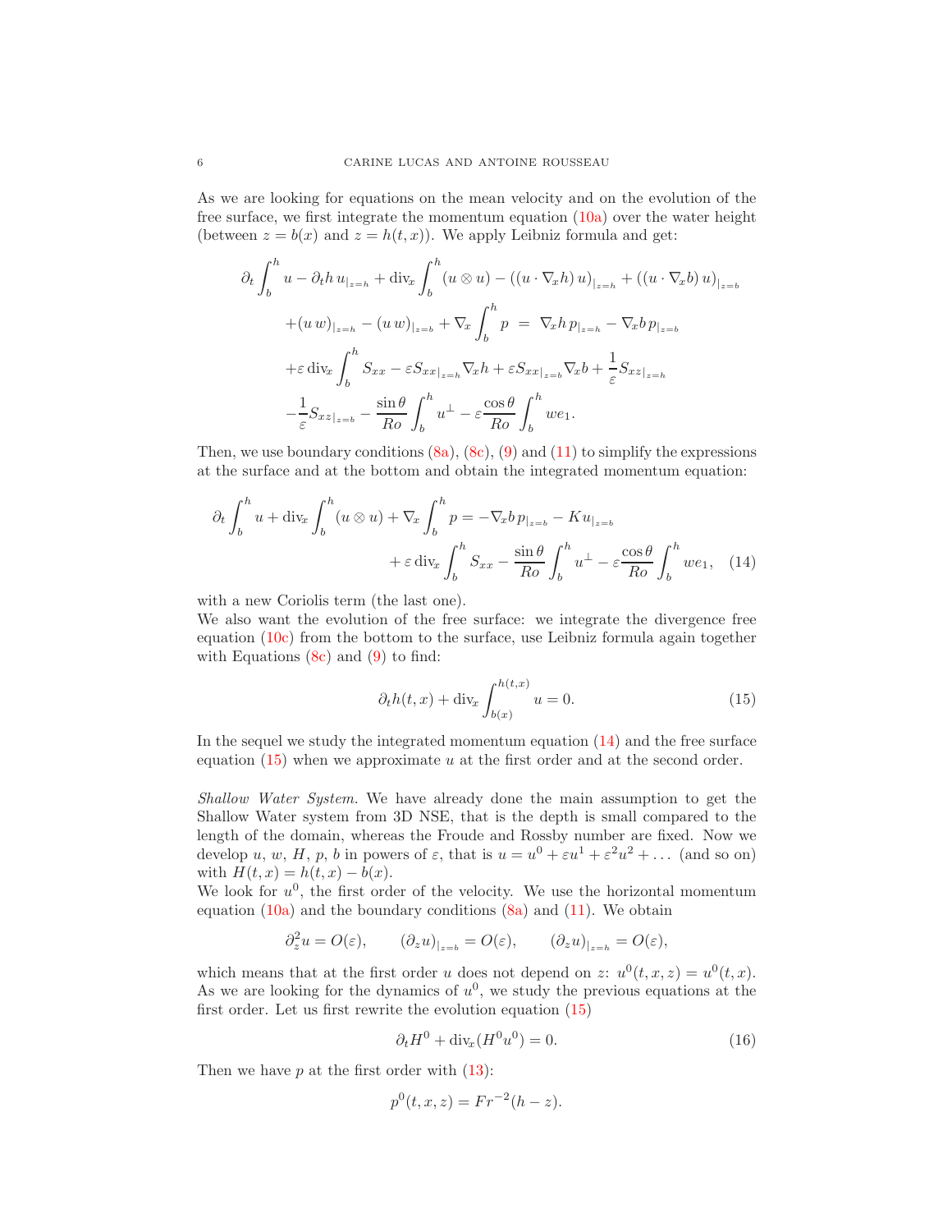As we are looking for equations on the mean velocity and on the evolution of the free surface, we first integrate the momentum equation (10a) over the water height (between $z = b(x)$ and $z = h(t,x)$). We apply Leibniz formula and get:

$$
\begin{aligned}
\partial_t \int_b^h u - \partial_t h \, u_{|_{z=h}} + \mathrm{div}_x \int_b^h (u \otimes u) - ((u \cdot \nabla_x h)\, u)_{|_{z=h}} + ((u \cdot \nabla_x b)\, u)_{|_{z=b}} \\
+ (u\, w)_{|_{z=h}} - (u\, w)_{|_{z=b}} + \nabla_x \int_b^h p \;=\; \nabla_x h\, p_{|_{z=h}} - \nabla_x b\, p_{|_{z=b}} \\
+ \varepsilon\, \mathrm{div}_x \int_b^h S_{xx} - \varepsilon S_{xx|_{z=h}} \nabla_x h + \varepsilon S_{xx|_{z=b}} \nabla_x b + \frac{1}{\varepsilon} S_{xz|_{z=h}} \\
- \frac{1}{\varepsilon} S_{xz|_{z=b}} - \frac{\sin\theta}{Ro} \int_b^h u^\perp - \varepsilon \frac{\cos\theta}{Ro} \int_b^h w e_1.
\end{aligned}
$$

Then, we use boundary conditions (8a), (8c), (9) and (11) to simplify the expressions at the surface and at the bottom and obtain the integrated momentum equation:

$$
\begin{aligned}
\partial_t \int_b^h u + \mathrm{div}_x \int_b^h (u \otimes u) + \nabla_x \int_b^h p = - \nabla_x b\, p_{|_{z=b}} - K u_{|_{z=b}} \\
+ \varepsilon\, \mathrm{div}_x \int_b^h S_{xx} - \frac{\sin\theta}{Ro} \int_b^h u^\perp - \varepsilon \frac{\cos\theta}{Ro} \int_b^h w e_1, \quad (14)
\end{aligned}
$$

with a new Coriolis term (the last one).
We also want the evolution of the free surface: we integrate the divergence free equation (10c) from the bottom to the surface, use Leibniz formula again together with Equations (8c) and (9) to find:

$$
\partial_t h(t,x) + \mathrm{div}_x \int_{b(x)}^{h(t,x)} u = 0. \quad (15)
$$

In the sequel we study the integrated momentum equation (14) and the free surface equation (15) when we approximate $u$ at the first order and at the second order.

*Shallow Water System.* We have already done the main assumption to get the Shallow Water system from 3D NSE, that is the depth is small compared to the length of the domain, whereas the Froude and Rossby number are fixed. Now we develop $u$, $w$, $H$, $p$, $b$ in powers of $\varepsilon$, that is $u = u^0 + \varepsilon u^1 + \varepsilon^2 u^2 + \dots$ (and so on) with $H(t,x) = h(t,x) - b(x)$.
We look for $u^0$, the first order of the velocity. We use the horizontal momentum equation (10a) and the boundary conditions (8a) and (11). We obtain

$$
\partial_z^2 u = O(\varepsilon), \qquad (\partial_z u)_{|_{z=b}} = O(\varepsilon), \qquad (\partial_z u)_{|_{z=h}} = O(\varepsilon),
$$

which means that at the first order $u$ does not depend on $z$: $u^0(t,x,z) = u^0(t,x)$. As we are looking for the dynamics of $u^0$, we study the previous equations at the first order. Let us first rewrite the evolution equation (15)

$$
\partial_t H^0 + \mathrm{div}_x (H^0 u^0) = 0. \quad (16)
$$

Then we have $p$ at the first order with (13):

$$
p^0(t,x,z) = Fr^{-2}(h - z).
$$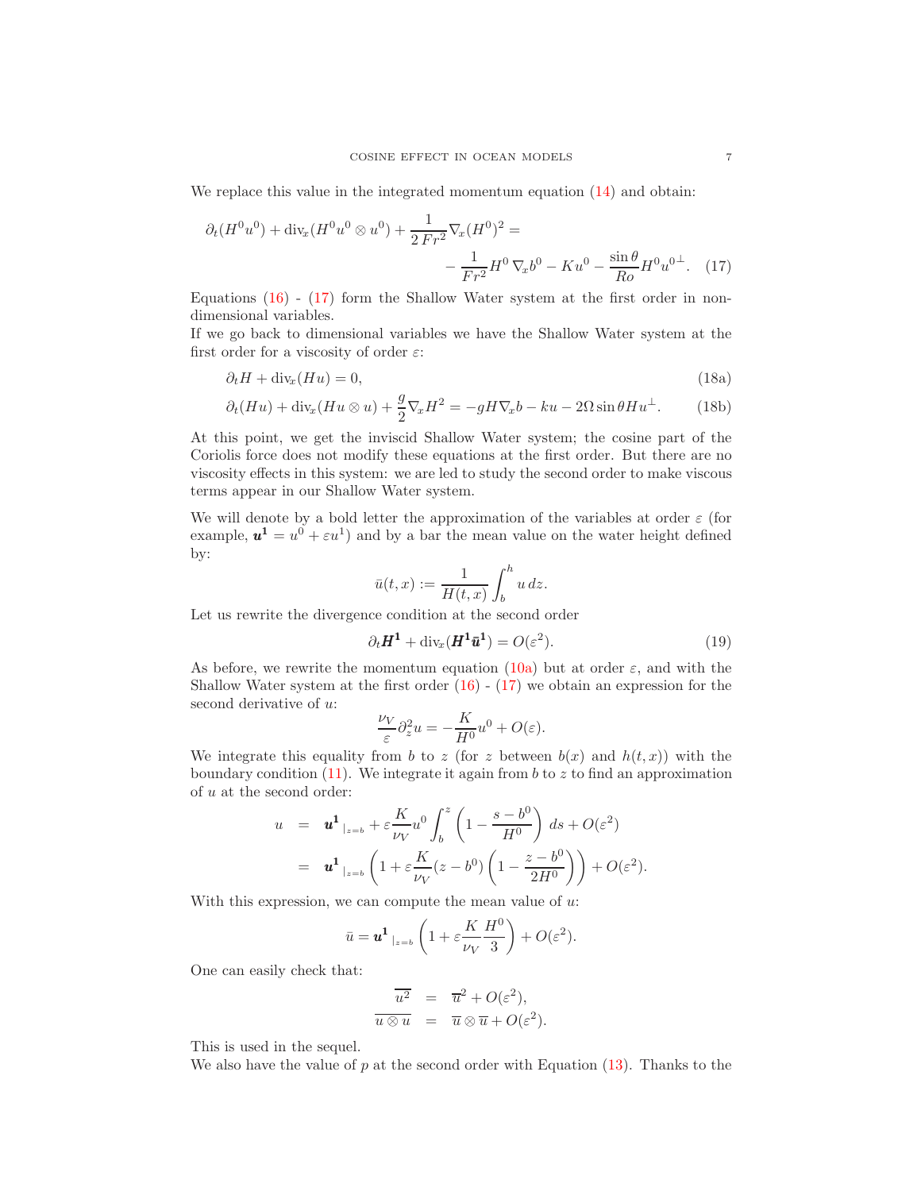We replace this value in the integrated momentum equation (14) and obtain:

$$\partial_t(H^0u^0) + \mathrm{div}_x(H^0u^0\otimes u^0) + \frac{1}{2\,Fr^2}\nabla_x(H^0)^2 = \\ -\frac{1}{Fr^2}H^0\,\nabla_x b^0 - Ku^0 - \frac{\sin\theta}{Ro}H^0 u^{0\perp}. \quad (17)$$

Equations (16) - (17) form the Shallow Water system at the first order in non-dimensional variables.
If we go back to dimensional variables we have the Shallow Water system at the first order for a viscosity of order $\varepsilon$:

$$\partial_t H + \mathrm{div}_x(Hu) = 0, \tag{18a}$$

$$\partial_t(Hu) + \mathrm{div}_x(Hu\otimes u) + \frac{g}{2}\nabla_x H^2 = -gH\nabla_x b - ku - 2\Omega\sin\theta H u^\perp. \tag{18b}$$

At this point, we get the inviscid Shallow Water system; the cosine part of the Coriolis force does not modify these equations at the first order. But there are no viscosity effects in this system: we are led to study the second order to make viscous terms appear in our Shallow Water system.

We will denote by a bold letter the approximation of the variables at order $\varepsilon$ (for example, $\boldsymbol{u^1} = u^0 + \varepsilon u^1$) and by a bar the mean value on the water height defined by:

$$\bar{u}(t,x) := \frac{1}{H(t,x)}\int_b^h u\,dz.$$

Let us rewrite the divergence condition at the second order

$$\partial_t \boldsymbol{H^1} + \mathrm{div}_x(\boldsymbol{H^1}\boldsymbol{\bar{u}^1}) = O(\varepsilon^2). \tag{19}$$

As before, we rewrite the momentum equation (10a) but at order $\varepsilon$, and with the Shallow Water system at the first order (16) - (17) we obtain an expression for the second derivative of $u$:

$$\frac{\nu_V}{\varepsilon}\partial_z^2 u = -\frac{K}{H^0}u^0 + O(\varepsilon).$$

We integrate this equality from $b$ to $z$ (for $z$ between $b(x)$ and $h(t,x)$) with the boundary condition (11). We integrate it again from $b$ to $z$ to find an approximation of $u$ at the second order:

$$\begin{aligned} u &= \boldsymbol{u^1}_{|_{z=b}} + \varepsilon\frac{K}{\nu_V}u^0\int_b^z\left(1 - \frac{s-b^0}{H^0}\right)ds + O(\varepsilon^2) \\ &= \boldsymbol{u^1}_{|_{z=b}}\left(1 + \varepsilon\frac{K}{\nu_V}(z-b^0)\left(1 - \frac{z-b^0}{2H^0}\right)\right) + O(\varepsilon^2). \end{aligned}$$

With this expression, we can compute the mean value of $u$:

$$\bar{u} = \boldsymbol{u^1}_{|_{z=b}}\left(1 + \varepsilon\frac{K}{\nu_V}\frac{H^0}{3}\right) + O(\varepsilon^2).$$

One can easily check that:

$$\begin{aligned} \overline{u^2} &= \overline{u}^2 + O(\varepsilon^2), \\ \overline{u\otimes u} &= \overline{u}\otimes\overline{u} + O(\varepsilon^2). \end{aligned}$$

This is used in the sequel.
We also have the value of $p$ at the second order with Equation (13). Thanks to the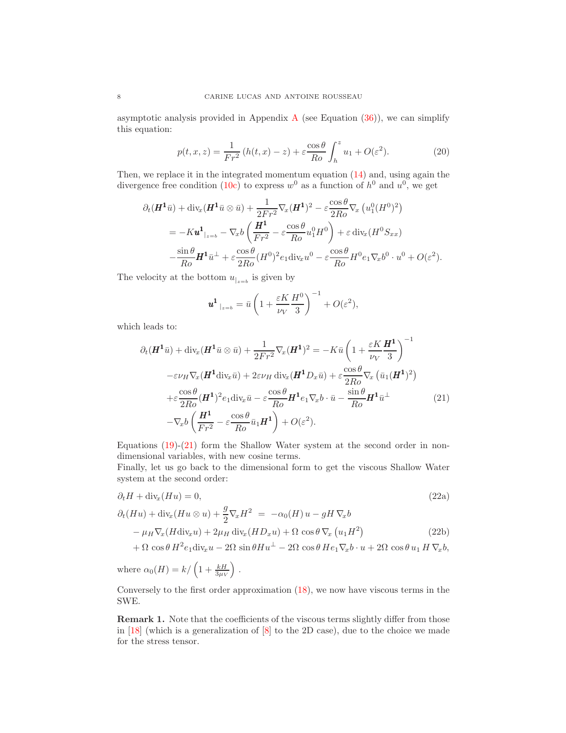asymptotic analysis provided in Appendix A (see Equation (36)), we can simplify this equation:

$$p(t,x,z) = \frac{1}{Fr^2}\left(h(t,x) - z\right) + \varepsilon \frac{\cos\theta}{Ro}\int_h^z u_1 + O(\varepsilon^2). \tag{20}$$

Then, we replace it in the integrated momentum equation (14) and, using again the divergence free condition (10c) to express $w^0$ as a function of $h^0$ and $u^0$, we get

$$\begin{aligned}
&\partial_t(\boldsymbol{H^1}\bar{u}) + \mathrm{div}_x(\boldsymbol{H^1}\bar{u}\otimes\bar{u}) + \frac{1}{2Fr^2}\nabla_x(\boldsymbol{H^1})^2 - \varepsilon\frac{\cos\theta}{2Ro}\nabla_x\left(u_1^0(H^0)^2\right)\\
&\quad = -K\boldsymbol{u^1}_{|_{z=b}} - \nabla_x b\left(\frac{\boldsymbol{H^1}}{Fr^2} - \varepsilon\frac{\cos\theta}{Ro}u_1^0 H^0\right) + \varepsilon\,\mathrm{div}_x(H^0 S_{xx})\\
&\quad -\frac{\sin\theta}{Ro}\boldsymbol{H^1}\bar{u}^\perp + \varepsilon\frac{\cos\theta}{2Ro}(H^0)^2 e_1 \mathrm{div}_x u^0 - \varepsilon\frac{\cos\theta}{Ro}H^0 e_1 \nabla_x b^0\cdot u^0 + O(\varepsilon^2).
\end{aligned}$$

The velocity at the bottom $u_{|_{z=b}}$ is given by

$$\boldsymbol{u^1}_{\ |_{z=b}} = \bar{u}\left(1 + \frac{\varepsilon K}{\nu_V}\frac{H^0}{3}\right)^{-1} + O(\varepsilon^2),$$

which leads to:

$$\begin{aligned}
\partial_t(\boldsymbol{H^1}\bar{u}) + \mathrm{div}_x(\boldsymbol{H^1}\bar{u}\otimes\bar{u}) + \frac{1}{2Fr^2}\nabla_x(\boldsymbol{H^1})^2 &= -K\bar{u}\left(1 + \frac{\varepsilon K}{\nu_V}\frac{\boldsymbol{H^1}}{3}\right)^{-1}\\
&-\varepsilon\nu_H\nabla_x(\boldsymbol{H^1}\mathrm{div}_x\bar{u}) + 2\varepsilon\nu_H\,\mathrm{div}_x(\boldsymbol{H^1}D_x\bar{u}) + \varepsilon\frac{\cos\theta}{2Ro}\nabla_x\left(\bar{u}_1(\boldsymbol{H^1})^2\right)\\
&+\varepsilon\frac{\cos\theta}{2Ro}(\boldsymbol{H^1})^2 e_1\mathrm{div}_x\bar{u} - \varepsilon\frac{\cos\theta}{Ro}\boldsymbol{H^1}e_1\nabla_x b\cdot\bar{u} - \frac{\sin\theta}{Ro}\boldsymbol{H^1}\bar{u}^\perp\\
&-\nabla_x b\left(\frac{\boldsymbol{H^1}}{Fr^2} - \varepsilon\frac{\cos\theta}{Ro}\bar{u}_1\boldsymbol{H^1}\right) + O(\varepsilon^2).
\end{aligned} \tag{21}$$

Equations (19)-(21) form the Shallow Water system at the second order in non-dimensional variables, with new cosine terms.
Finally, let us go back to the dimensional form to get the viscous Shallow Water system at the second order:

$$\partial_t H + \mathrm{div}_x(Hu) = 0, \tag{22a}$$

$$\begin{aligned}
\partial_t(Hu) + \mathrm{div}_x(Hu\otimes u) + \frac{g}{2}\nabla_x H^2 \ &= \ -\alpha_0(H)\,u - gH\,\nabla_x b\\
&- \mu_H\nabla_x(H\mathrm{div}_x u) + 2\mu_H\,\mathrm{div}_x(HD_x u) + \Omega\,\cos\theta\,\nabla_x\left(u_1 H^2\right)\\
&+ \Omega\,\cos\theta\,H^2 e_1\mathrm{div}_x u - 2\Omega\,\sin\theta H u^\perp - 2\Omega\,\cos\theta\,He_1\nabla_x b\cdot u + 2\Omega\,\cos\theta\,u_1\,H\,\nabla_x b,
\end{aligned} \tag{22b}$$

where $\alpha_0(H) = k/\left(1 + \frac{kH}{3\mu_V}\right)$.

Conversely to the first order approximation (18), we now have viscous terms in the SWE.

**Remark 1.** Note that the coefficients of the viscous terms slightly differ from those in [18] (which is a generalization of [8] to the 2D case), due to the choice we made for the stress tensor.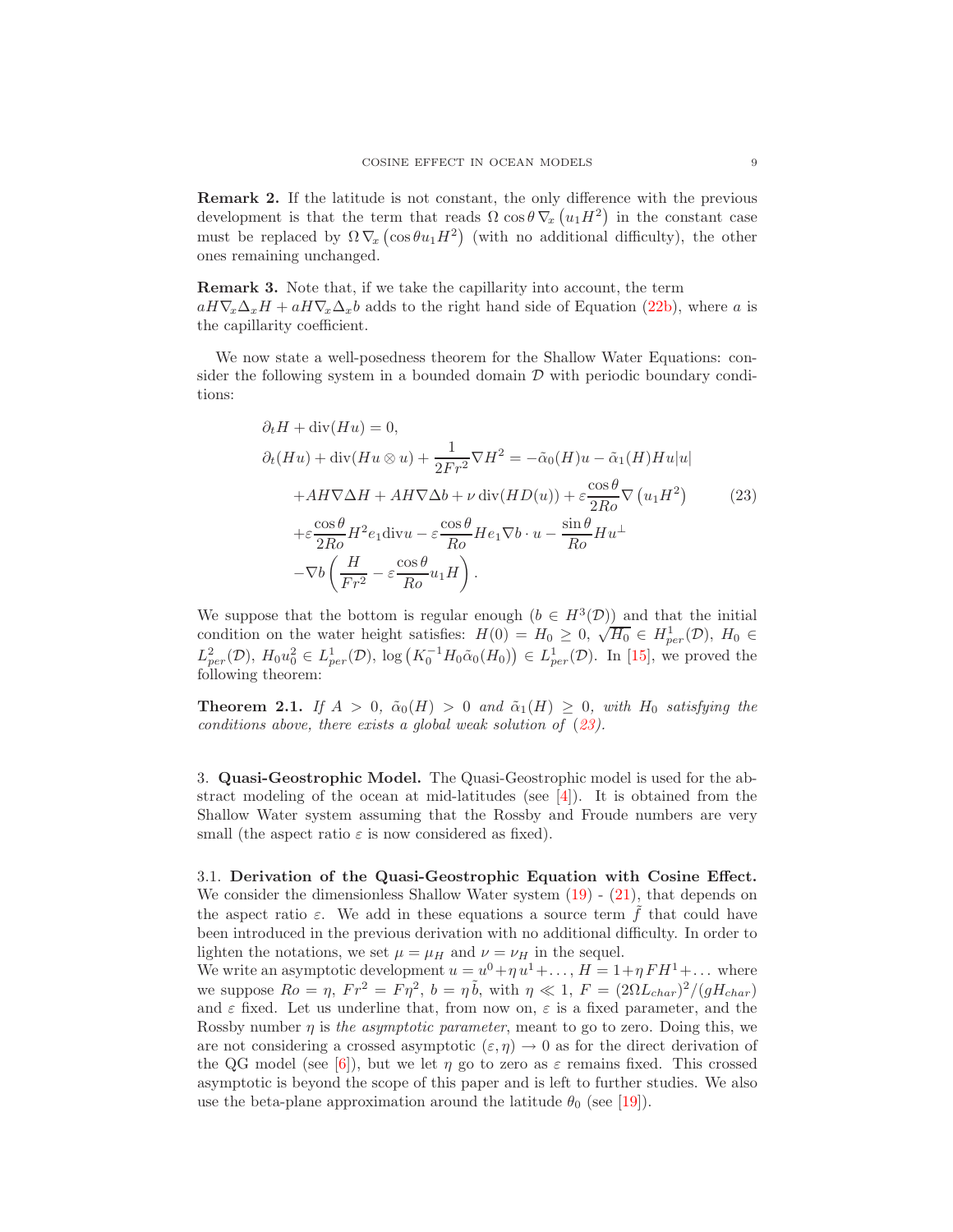**Remark 2.** If the latitude is not constant, the only difference with the previous development is that the term that reads $\Omega \cos\theta \nabla_x \left(u_1 H^2\right)$ in the constant case must be replaced by $\Omega \nabla_x \left(\cos\theta u_1 H^2\right)$ (with no additional difficulty), the other ones remaining unchanged.

**Remark 3.** Note that, if we take the capillarity into account, the term $aH\nabla_x\Delta_x H + aH\nabla_x\Delta_x b$ adds to the right hand side of Equation (22b), where $a$ is the capillarity coefficient.

We now state a well-posedness theorem for the Shallow Water Equations: consider the following system in a bounded domain $\mathcal{D}$ with periodic boundary conditions:

$$
\begin{aligned}
&\partial_t H + \operatorname{div}(Hu) = 0,\\
&\partial_t(Hu) + \operatorname{div}(Hu\otimes u) + \frac{1}{2Fr^2}\nabla H^2 = -\tilde{\alpha}_0(H)u - \tilde{\alpha}_1(H)Hu|u|\\
&\quad + AH\nabla\Delta H + AH\nabla\Delta b + \nu\operatorname{div}(HD(u)) + \varepsilon\frac{\cos\theta}{2Ro}\nabla\left(u_1 H^2\right)\\
&\quad + \varepsilon\frac{\cos\theta}{2Ro}H^2 e_1 \operatorname{div} u - \varepsilon\frac{\cos\theta}{Ro}He_1\nabla b\cdot u - \frac{\sin\theta}{Ro}Hu^{\perp}\\
&\quad - \nabla b\left(\frac{H}{Fr^2} - \varepsilon\frac{\cos\theta}{Ro}u_1 H\right).
\end{aligned} \tag{23}
$$

We suppose that the bottom is regular enough ($b\in H^3(\mathcal{D})$) and that the initial condition on the water height satisfies: $H(0) = H_0 \geq 0$, $\sqrt{H_0}\in H^1_{per}(\mathcal{D})$, $H_0 \in L^2_{per}(\mathcal{D})$, $H_0 u_0^2 \in L^1_{per}(\mathcal{D})$, $\log\left(K_0^{-1}H_0\tilde{\alpha}_0(H_0)\right)\in L^1_{per}(\mathcal{D})$. In [15], we proved the following theorem:

**Theorem 2.1.** *If $A>0$, $\tilde{\alpha}_0(H)>0$ and $\tilde{\alpha}_1(H)\geq 0$, with $H_0$ satisfying the conditions above, there exists a global weak solution of (23).*

## 3. Quasi-Geostrophic Model.

The Quasi-Geostrophic model is used for the abstract modeling of the ocean at mid-latitudes (see [4]). It is obtained from the Shallow Water system assuming that the Rossby and Froude numbers are very small (the aspect ratio $\varepsilon$ is now considered as fixed).

### 3.1. Derivation of the Quasi-Geostrophic Equation with Cosine Effect.

We consider the dimensionless Shallow Water system (19) - (21), that depends on the aspect ratio $\varepsilon$. We add in these equations a source term $\tilde{f}$ that could have been introduced in the previous derivation with no additional difficulty. In order to lighten the notations, we set $\mu = \mu_H$ and $\nu = \nu_H$ in the sequel.
We write an asymptotic development $u = u^0 + \eta\, u^1 + \ldots$, $H = 1 + \eta F H^1 + \ldots$ where we suppose $Ro = \eta$, $Fr^2 = F\eta^2$, $b = \eta\,\tilde{b}$, with $\eta \ll 1$, $F = (2\Omega L_{char})^2/(gH_{char})$ and $\varepsilon$ fixed. Let us underline that, from now on, $\varepsilon$ is a fixed parameter, and the Rossby number $\eta$ is *the asymptotic parameter*, meant to go to zero. Doing this, we are not considering a crossed asymptotic $(\varepsilon,\eta)\to 0$ as for the direct derivation of the QG model (see [6]), but we let $\eta$ go to zero as $\varepsilon$ remains fixed. This crossed asymptotic is beyond the scope of this paper and is left to further studies. We also use the beta-plane approximation around the latitude $\theta_0$ (see [19]).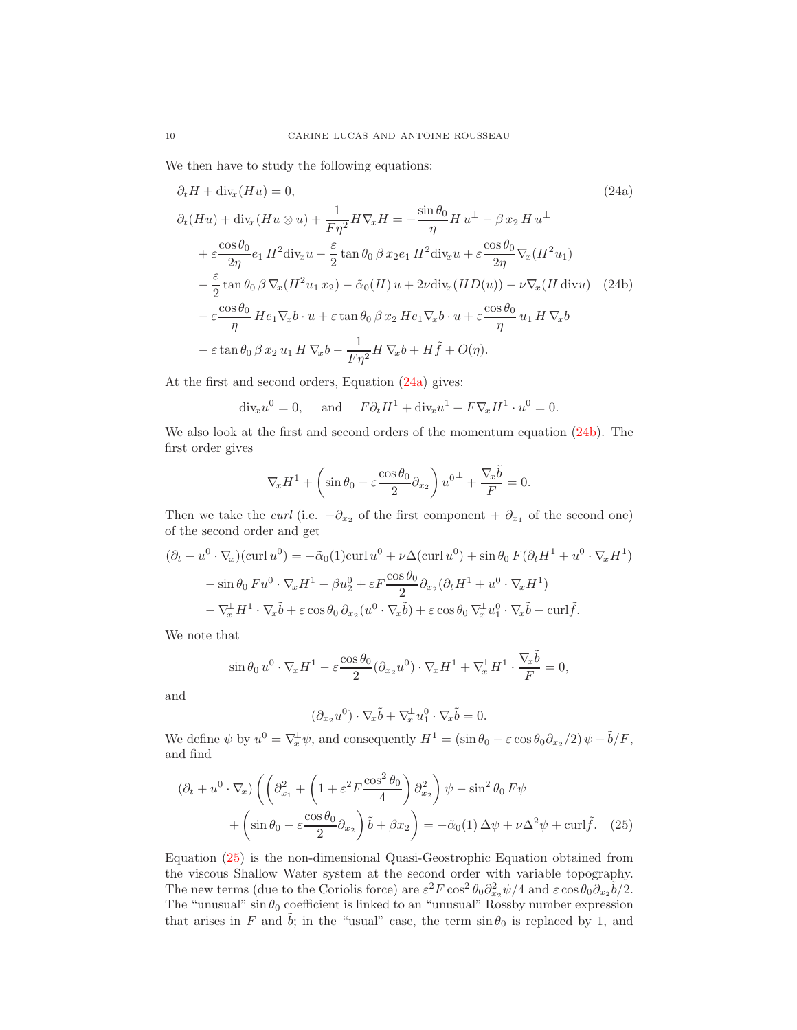We then have to study the following equations:

$$
\partial_t H + \mathrm{div}_x(Hu) = 0, \tag{24a}
$$

$$
\begin{aligned}
\partial_t(Hu) + \mathrm{div}_x(Hu \otimes u) + \frac{1}{F\eta^2} H\nabla_x H = &-\frac{\sin\theta_0}{\eta} H\, u^\perp - \beta\, x_2\, H\, u^\perp \\
&+ \varepsilon \frac{\cos\theta_0}{2\eta} e_1\, H^2 \mathrm{div}_x u - \frac{\varepsilon}{2}\tan\theta_0\, \beta\, x_2 e_1\, H^2 \mathrm{div}_x u + \varepsilon\frac{\cos\theta_0}{2\eta}\nabla_x(H^2 u_1) \\
&- \frac{\varepsilon}{2}\tan\theta_0\,\beta\,\nabla_x(H^2 u_1\, x_2) - \tilde{\alpha}_0(H)\, u + 2\nu \mathrm{div}_x(HD(u)) - \nu\nabla_x(H\,\mathrm{div} u) \\
&- \varepsilon\frac{\cos\theta_0}{\eta}\, He_1 \nabla_x b\cdot u + \varepsilon\tan\theta_0\,\beta\, x_2\, He_1\nabla_x b \cdot u + \varepsilon\frac{\cos\theta_0}{\eta}\, u_1\, H\,\nabla_x b \\
&- \varepsilon\tan\theta_0\,\beta\, x_2\, u_1\, H\,\nabla_x b - \frac{1}{F\eta^2} H\,\nabla_x b + H\tilde{f} + O(\eta).
\end{aligned} \tag{24b}
$$

At the first and second orders, Equation (24a) gives:

$$
\mathrm{div}_x u^0 = 0, \quad \text{ and } \quad F\partial_t H^1 + \mathrm{div}_x u^1 + F\nabla_x H^1 \cdot u^0 = 0.
$$

We also look at the first and second orders of the momentum equation (24b). The first order gives

$$
\nabla_x H^1 + \left(\sin\theta_0 - \varepsilon\frac{\cos\theta_0}{2}\partial_{x_2}\right) {u^0}^\perp + \frac{\nabla_x \tilde{b}}{F} = 0.
$$

Then we take the *curl* (i.e. $-\partial_{x_2}$ of the first component + $\partial_{x_1}$ of the second one) of the second order and get

$$
\begin{aligned}
(\partial_t + u^0\cdot\nabla_x)(\mathrm{curl}\, u^0) = &-\tilde{\alpha}_0(1)\mathrm{curl}\, u^0 + \nu\Delta(\mathrm{curl}\, u^0) + \sin\theta_0\, F(\partial_t H^1 + u^0\cdot\nabla_x H^1) \\
&- \sin\theta_0\, F u^0 \cdot \nabla_x H^1 - \beta u_2^0 + \varepsilon F\frac{\cos\theta_0}{2}\partial_{x_2}(\partial_t H^1 + u^0\cdot\nabla_x H^1) \\
&- \nabla_x^\perp H^1 \cdot \nabla_x \tilde{b} + \varepsilon\cos\theta_0\,\partial_{x_2}(u^0\cdot\nabla_x\tilde{b}) + \varepsilon\cos\theta_0\,\nabla_x^\perp u_1^0\cdot\nabla_x\tilde{b} + \mathrm{curl}\tilde{f}.
\end{aligned}
$$

We note that

$$
\sin\theta_0\, u^0\cdot\nabla_x H^1 - \varepsilon\frac{\cos\theta_0}{2}(\partial_{x_2}u^0)\cdot\nabla_x H^1 + \nabla_x^\perp H^1\cdot\frac{\nabla_x\tilde{b}}{F} = 0,
$$

and

$$
(\partial_{x_2}u^0)\cdot\nabla_x\tilde{b} + \nabla_x^\perp u_1^0\cdot\nabla_x\tilde{b} = 0.
$$

We define $\psi$ by $u^0 = \nabla_x^\perp\psi$, and consequently $H^1 = (\sin\theta_0 - \varepsilon\cos\theta_0\partial_{x_2}/2)\,\psi - \tilde{b}/F$, and find

$$
\begin{aligned}
(\partial_t + u^0\cdot\nabla_x)\Bigg(\left(\partial_{x_1}^2 + \left(1+\varepsilon^2 F\frac{\cos^2\theta_0}{4}\right)\partial_{x_2}^2\right)\psi - \sin^2\theta_0\, F\psi \\
+ \left(\sin\theta_0 - \varepsilon\frac{\cos\theta_0}{2}\partial_{x_2}\right)\tilde{b} + \beta x_2\Bigg) = -\tilde{\alpha}_0(1)\,\Delta\psi + \nu\Delta^2\psi + \mathrm{curl}\tilde{f}.
\end{aligned} \tag{25}
$$

Equation (25) is the non-dimensional Quasi-Geostrophic Equation obtained from the viscous Shallow Water system at the second order with variable topography. The new terms (due to the Coriolis force) are $\varepsilon^2 F\cos^2\theta_0\partial_{x_2}^2\psi/4$ and $\varepsilon\cos\theta_0\partial_{x_2}\tilde{b}/2$. The "unusual" $\sin\theta_0$ coefficient is linked to an "unusual" Rossby number expression that arises in $F$ and $\tilde{b}$; in the "usual" case, the term $\sin\theta_0$ is replaced by 1, and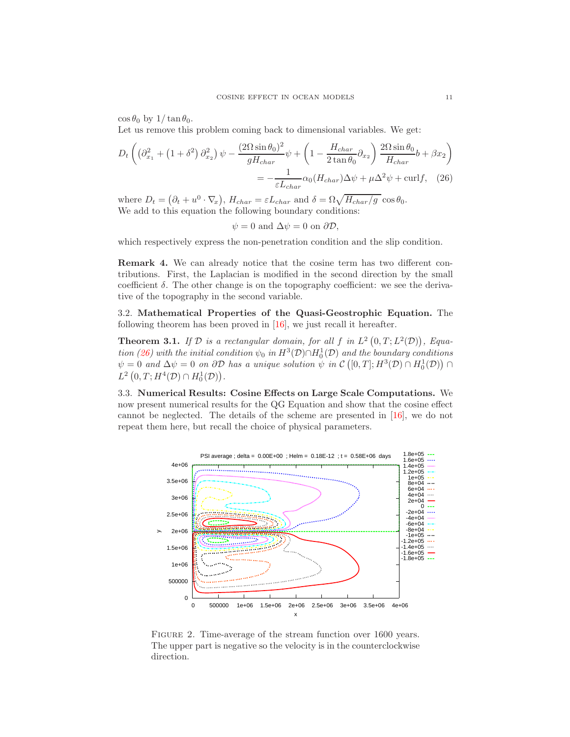$\cos\theta_0$ by $1/\tan\theta_0$.

Let us remove this problem coming back to dimensional variables. We get:

$$D_t\left(\left(\partial_{x_1}^2 + \left(1+\delta^2\right)\partial_{x_2}^2\right)\psi - \frac{(2\Omega\sin\theta_0)^2}{gH_{char}}\psi + \left(1 - \frac{H_{char}}{2\tan\theta_0}\partial_{x_2}\right)\frac{2\Omega\sin\theta_0}{H_{char}}b + \beta x_2\right)$$
$$= -\frac{1}{\varepsilon L_{char}}\alpha_0(H_{char})\Delta\psi + \mu\Delta^2\psi + \mathrm{curl}f, \quad (26)$$

where $D_t = \left(\partial_t + u^0\cdot\nabla_x\right)$, $H_{char} = \varepsilon L_{char}$ and $\delta = \Omega\sqrt{H_{char}/g}\,\cos\theta_0$.

We add to this equation the following boundary conditions:

$$\psi = 0 \text{ and } \Delta\psi = 0 \text{ on } \partial\mathcal{D},$$

which respectively express the non-penetration condition and the slip condition.

**Remark 4.** We can already notice that the cosine term has two different contributions. First, the Laplacian is modified in the second direction by the small coefficient $\delta$. The other change is on the topography coefficient: we see the derivative of the topography in the second variable.

### 3.2. Mathematical Properties of the Quasi-Geostrophic Equation.

The following theorem has been proved in [16], we just recall it hereafter.

**Theorem 3.1.** *If $\mathcal{D}$ is a rectangular domain, for all $f$ in $L^2\left(0,T;L^2(\mathcal{D})\right)$, Equation (26) with the initial condition $\psi_0$ in $H^3(\mathcal{D})\cap H_0^1(\mathcal{D})$ and the boundary conditions $\psi = 0$ and $\Delta\psi = 0$ on $\partial\mathcal{D}$ has a unique solution $\psi$ in $\mathcal{C}\left([0,T];H^3(\mathcal{D})\cap H_0^1(\mathcal{D})\right)\cap L^2\left(0,T;H^4(\mathcal{D})\cap H_0^1(\mathcal{D})\right)$.*

### 3.3. Numerical Results: Cosine Effects on Large Scale Computations.

We now present numerical results for the QG Equation and show that the cosine effect cannot be neglected. The details of the scheme are presented in [16], we do not repeat them here, but recall the choice of physical parameters.

FIGURE 2. Time-average of the stream function over 1600 years. The upper part is negative so the velocity is in the counterclockwise direction.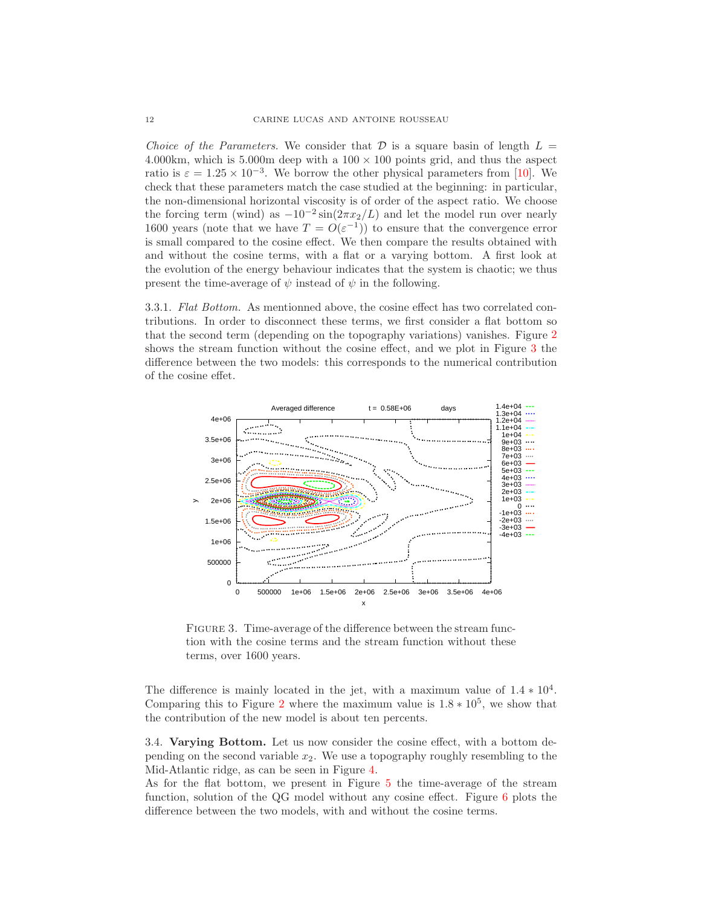*Choice of the Parameters.* We consider that $\mathcal{D}$ is a square basin of length $L =$ 4.000km, which is 5.000m deep with a $100 \times 100$ points grid, and thus the aspect ratio is $\varepsilon = 1.25 \times 10^{-3}$. We borrow the other physical parameters from [10]. We check that these parameters match the case studied at the beginning: in particular, the non-dimensional horizontal viscosity is of order of the aspect ratio. We choose the forcing term (wind) as $-10^{-2}\sin(2\pi x_2/L)$ and let the model run over nearly 1600 years (note that we have $T = O(\varepsilon^{-1})$) to ensure that the convergence error is small compared to the cosine effect. We then compare the results obtained with and without the cosine terms, with a flat or a varying bottom. A first look at the evolution of the energy behaviour indicates that the system is chaotic; we thus present the time-average of $\psi$ instead of $\psi$ in the following.

3.3.1. *Flat Bottom.* As mentionned above, the cosine effect has two correlated contributions. In order to disconnect these terms, we first consider a flat bottom so that the second term (depending on the topography variations) vanishes. Figure 2 shows the stream function without the cosine effect, and we plot in Figure 3 the difference between the two models: this corresponds to the numerical contribution of the cosine effet.

FIGURE 3. Time-average of the difference between the stream function with the cosine terms and the stream function without these terms, over 1600 years.

The difference is mainly located in the jet, with a maximum value of $1.4 * 10^4$. Comparing this to Figure 2 where the maximum value is $1.8 * 10^5$, we show that the contribution of the new model is about ten percents.

3.4. **Varying Bottom.** Let us now consider the cosine effect, with a bottom depending on the second variable $x_2$. We use a topography roughly resembling to the Mid-Atlantic ridge, as can be seen in Figure 4.
As for the flat bottom, we present in Figure 5 the time-average of the stream function, solution of the QG model without any cosine effect. Figure 6 plots the difference between the two models, with and without the cosine terms.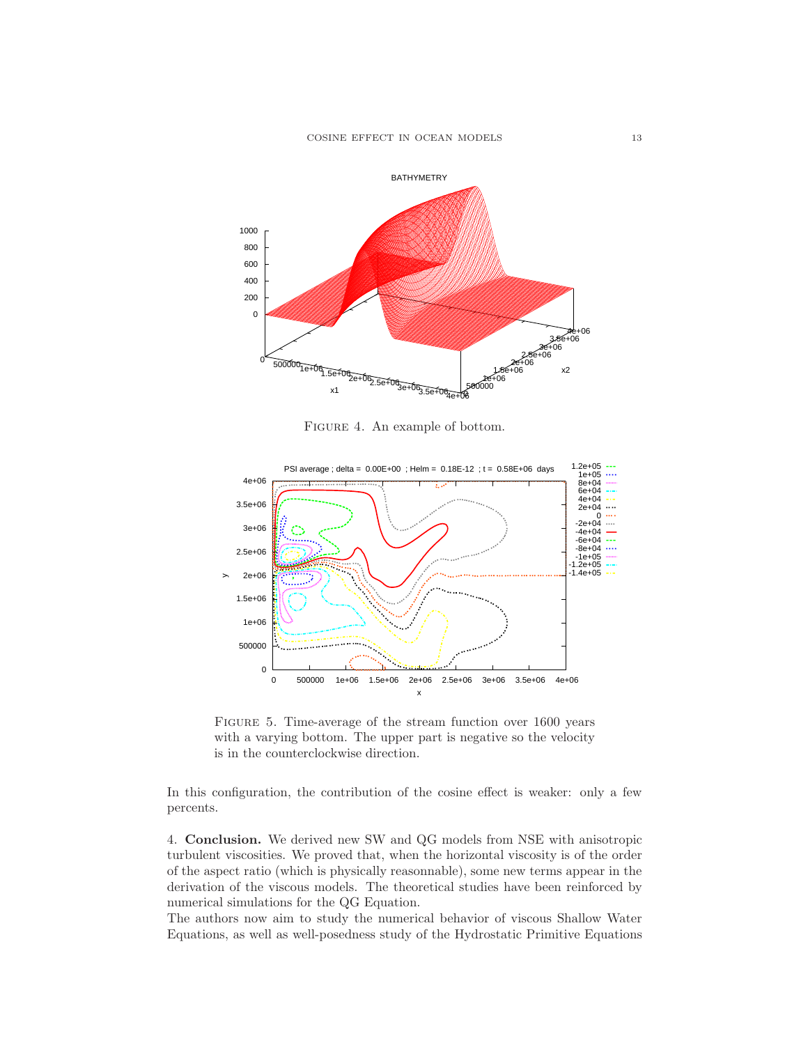FIGURE 4. An example of bottom.

FIGURE 5. Time-average of the stream function over 1600 years with a varying bottom. The upper part is negative so the velocity is in the counterclockwise direction.

In this configuration, the contribution of the cosine effect is weaker: only a few percents.

4. **Conclusion.** We derived new SW and QG models from NSE with anisotropic turbulent viscosities. We proved that, when the horizontal viscosity is of the order of the aspect ratio (which is physically reasonnable), some new terms appear in the derivation of the viscous models. The theoretical studies have been reinforced by numerical simulations for the QG Equation.

The authors now aim to study the numerical behavior of viscous Shallow Water Equations, as well as well-posedness study of the Hydrostatic Primitive Equations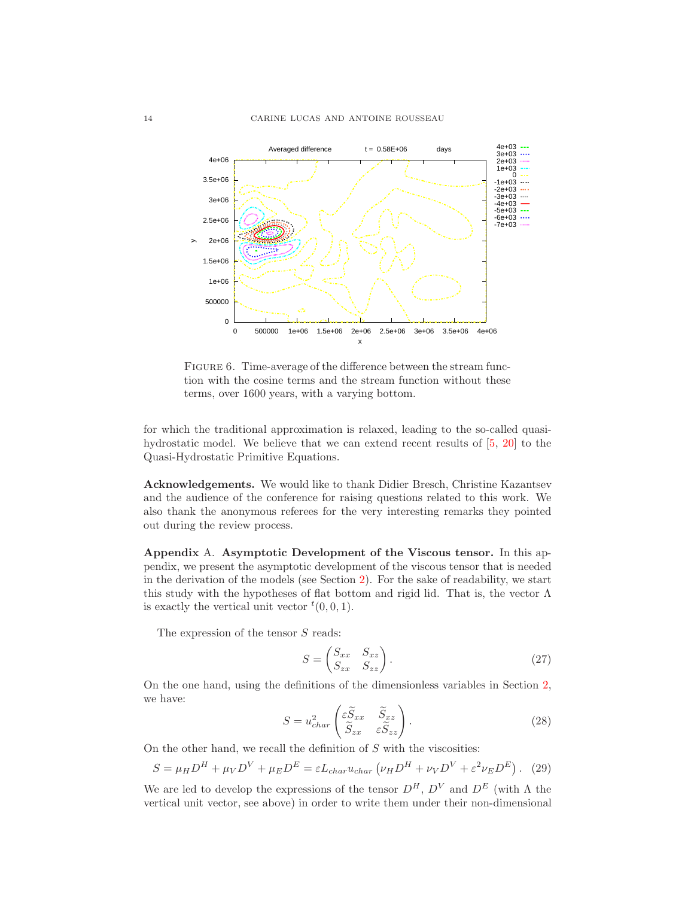FIGURE 6. Time-average of the difference between the stream function with the cosine terms and the stream function without these terms, over 1600 years, with a varying bottom.

for which the traditional approximation is relaxed, leading to the so-called quasi-hydrostatic model. We believe that we can extend recent results of [5, 20] to the Quasi-Hydrostatic Primitive Equations.

**Acknowledgements.** We would like to thank Didier Bresch, Christine Kazantsev and the audience of the conference for raising questions related to this work. We also thank the anonymous referees for the very interesting remarks they pointed out during the review process.

**Appendix A. Asymptotic Development of the Viscous tensor.** In this appendix, we present the asymptotic development of the viscous tensor that is needed in the derivation of the models (see Section 2). For the sake of readability, we start this study with the hypotheses of flat bottom and rigid lid. That is, the vector $\Lambda$ is exactly the vertical unit vector ${}^t(0,0,1)$.

The expression of the tensor $S$ reads:

$$S = \begin{pmatrix} S_{xx} & S_{xz} \\ S_{zx} & S_{zz} \end{pmatrix}. \tag{27}$$

On the one hand, using the definitions of the dimensionless variables in Section 2, we have:

$$S = u_{char}^2 \begin{pmatrix} \varepsilon \widetilde{S}_{xx} & \widetilde{S}_{xz} \\ \widetilde{S}_{zx} & \varepsilon \widetilde{S}_{zz} \end{pmatrix}. \tag{28}$$

On the other hand, we recall the definition of $S$ with the viscosities:

$$S = \mu_H D^H + \mu_V D^V + \mu_E D^E = \varepsilon L_{char} u_{char} \left( \nu_H D^H + \nu_V D^V + \varepsilon^2 \nu_E D^E \right). \tag{29}$$

We are led to develop the expressions of the tensor $D^H$, $D^V$ and $D^E$ (with $\Lambda$ the vertical unit vector, see above) in order to write them under their non-dimensional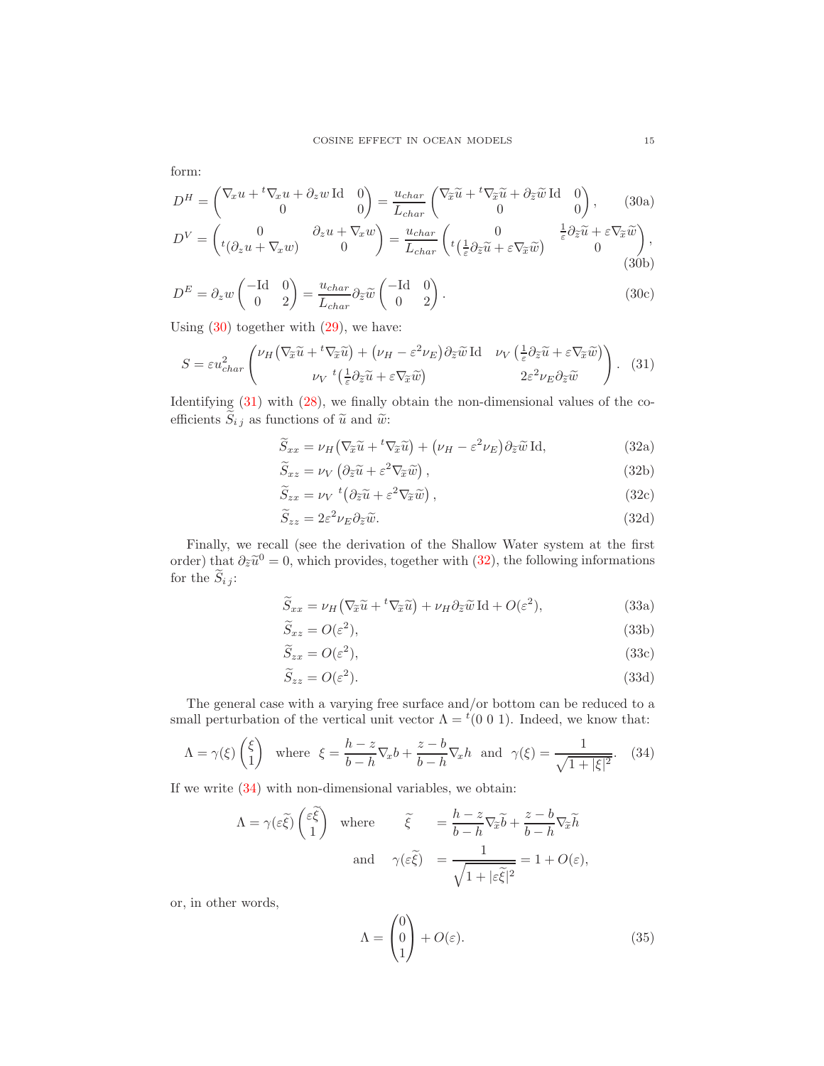form:

$$D^H = \begin{pmatrix} \nabla_x u + {}^t\nabla_x u + \partial_z w \,\mathrm{Id} & 0 \\ 0 & 0 \end{pmatrix} = \frac{u_{char}}{L_{char}} \begin{pmatrix} \nabla_{\widetilde{x}} \widetilde{u} + {}^t\nabla_{\widetilde{x}} \widetilde{u} + \partial_{\widetilde{z}} \widetilde{w} \,\mathrm{Id} & 0 \\ 0 & 0 \end{pmatrix}, \tag{30a}$$

$$D^V = \begin{pmatrix} 0 & \partial_z u + \nabla_x w \\ {}^t(\partial_z u + \nabla_x w) & 0 \end{pmatrix} = \frac{u_{char}}{L_{char}} \begin{pmatrix} 0 & \frac{1}{\varepsilon}\partial_{\widetilde{z}} \widetilde{u} + \varepsilon \nabla_{\widetilde{x}} \widetilde{w} \\ {}^t\big(\frac{1}{\varepsilon}\partial_{\widetilde{z}} \widetilde{u} + \varepsilon \nabla_{\widetilde{x}} \widetilde{w}\big) & 0 \end{pmatrix}, \tag{30b}$$

$$D^E = \partial_z w \begin{pmatrix} -\mathrm{Id} & 0 \\ 0 & 2 \end{pmatrix} = \frac{u_{char}}{L_{char}} \partial_{\widetilde{z}} \widetilde{w} \begin{pmatrix} -\mathrm{Id} & 0 \\ 0 & 2 \end{pmatrix}. \tag{30c}$$

Using (30) together with (29), we have:

$$S = \varepsilon u_{char}^2 \begin{pmatrix} \nu_H\big(\nabla_{\widetilde{x}} \widetilde{u} + {}^t\nabla_{\widetilde{x}} \widetilde{u}\big) + \big(\nu_H - \varepsilon^2 \nu_E\big)\partial_{\widetilde{z}} \widetilde{w} \,\mathrm{Id} & \nu_V \left(\frac{1}{\varepsilon}\partial_{\widetilde{z}} \widetilde{u} + \varepsilon \nabla_{\widetilde{x}} \widetilde{w}\right) \\ \nu_V \;{}^t\big(\frac{1}{\varepsilon}\partial_{\widetilde{z}} \widetilde{u} + \varepsilon \nabla_{\widetilde{x}} \widetilde{w}\big) & 2\varepsilon^2 \nu_E \partial_{\widetilde{z}} \widetilde{w} \end{pmatrix}. \tag{31}$$

Identifying (31) with (28), we finally obtain the non-dimensional values of the coefficients $\widetilde{S}_{i\,j}$ as functions of $\widetilde{u}$ and $\widetilde{w}$:

$$\widetilde{S}_{xx} = \nu_H\big(\nabla_{\widetilde{x}} \widetilde{u} + {}^t\nabla_{\widetilde{x}} \widetilde{u}\big) + \big(\nu_H - \varepsilon^2 \nu_E\big)\partial_{\widetilde{z}} \widetilde{w} \,\mathrm{Id}, \tag{32a}$$

$$\widetilde{S}_{xz} = \nu_V \left(\partial_{\widetilde{z}} \widetilde{u} + \varepsilon^2 \nabla_{\widetilde{x}} \widetilde{w}\right), \tag{32b}$$

$$\widetilde{S}_{zx} = \nu_V \;{}^t\big(\partial_{\widetilde{z}} \widetilde{u} + \varepsilon^2 \nabla_{\widetilde{x}} \widetilde{w}\big), \tag{32c}$$

$$\widetilde{S}_{zz} = 2\varepsilon^2 \nu_E \partial_{\widetilde{z}} \widetilde{w}. \tag{32d}$$

Finally, we recall (see the derivation of the Shallow Water system at the first order) that $\partial_{\widetilde{z}} \widetilde{u}^0 = 0$, which provides, together with (32), the following informations for the $\widetilde{S}_{i\,j}$:

$$\widetilde{S}_{xx} = \nu_H\big(\nabla_{\widetilde{x}} \widetilde{u} + {}^t\nabla_{\widetilde{x}} \widetilde{u}\big) + \nu_H \partial_{\widetilde{z}} \widetilde{w} \,\mathrm{Id} + O(\varepsilon^2), \tag{33a}$$

$$\widetilde{S}_{xz} = O(\varepsilon^2), \tag{33b}$$

$$\widetilde{S}_{zx} = O(\varepsilon^2), \tag{33c}$$

$$\widetilde{S}_{zz} = O(\varepsilon^2). \tag{33d}$$

The general case with a varying free surface and/or bottom can be reduced to a small perturbation of the vertical unit vector $\Lambda = {}^t(0\;0\;1)$. Indeed, we know that:

$$\Lambda = \gamma(\xi) \begin{pmatrix} \xi \\ 1 \end{pmatrix} \quad \text{where} \quad \xi = \frac{h-z}{b-h}\nabla_x b + \frac{z-b}{b-h}\nabla_x h \quad \text{and} \quad \gamma(\xi) = \frac{1}{\sqrt{1+|\xi|^2}}. \tag{34}$$

If we write (34) with non-dimensional variables, we obtain:

$$\Lambda = \gamma(\varepsilon\widetilde{\xi}) \begin{pmatrix} \varepsilon\widetilde{\xi} \\ 1 \end{pmatrix} \quad \text{where} \quad \widetilde{\xi} = \frac{h-z}{b-h}\nabla_{\widetilde{x}} \widetilde{b} + \frac{z-b}{b-h}\nabla_{\widetilde{x}} \widetilde{h}$$

$$\text{and} \quad \gamma(\varepsilon\widetilde{\xi}) = \frac{1}{\sqrt{1+|\varepsilon\widetilde{\xi}|^2}} = 1 + O(\varepsilon),$$

or, in other words,

$$\Lambda = \begin{pmatrix} 0 \\ 0 \\ 1 \end{pmatrix} + O(\varepsilon). \tag{35}$$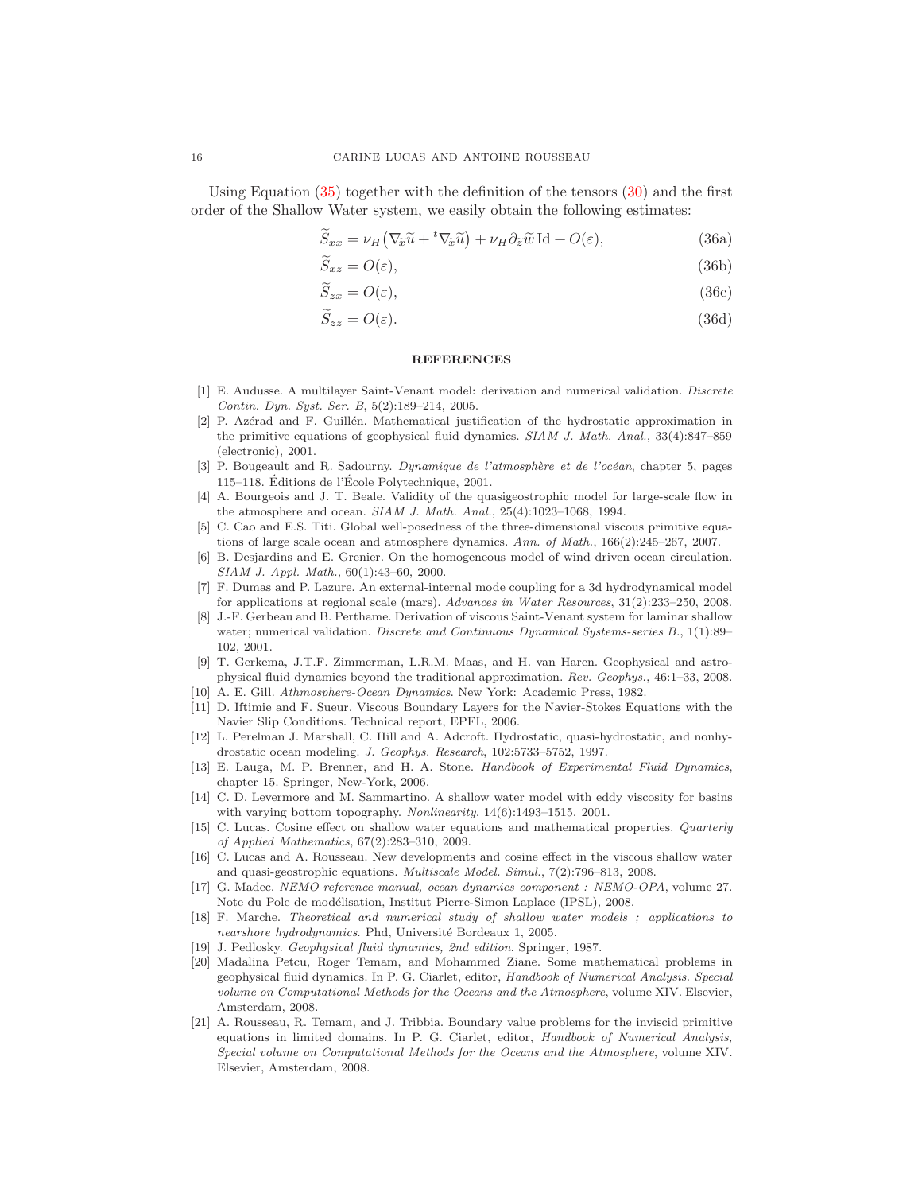Using Equation (35) together with the definition of the tensors (30) and the first order of the Shallow Water system, we easily obtain the following estimates:

$$\widetilde{S}_{xx} = \nu_H \left( \nabla_{\widetilde{x}} \widetilde{u} + {}^t\nabla_{\widetilde{x}} \widetilde{u} \right) + \nu_H \partial_{\widetilde{z}} \widetilde{w} \, \mathrm{Id} + O(\varepsilon), \tag{36a}$$

$$\widetilde{S}_{xz} = O(\varepsilon), \tag{36b}$$

$$\widetilde{S}_{zx} = O(\varepsilon), \tag{36c}$$

$$\widetilde{S}_{zz} = O(\varepsilon). \tag{36d}$$

## REFERENCES

[1] E. Audusse. A multilayer Saint-Venant model: derivation and numerical validation. *Discrete Contin. Dyn. Syst. Ser. B*, 5(2):189–214, 2005.

[2] P. Azérad and F. Guillén. Mathematical justification of the hydrostatic approximation in the primitive equations of geophysical fluid dynamics. *SIAM J. Math. Anal.*, 33(4):847–859 (electronic), 2001.

[3] P. Bougeault and R. Sadourny. *Dynamique de l'atmosphère et de l'océan*, chapter 5, pages 115–118. Éditions de l'École Polytechnique, 2001.

[4] A. Bourgeois and J. T. Beale. Validity of the quasigeostrophic model for large-scale flow in the atmosphere and ocean. *SIAM J. Math. Anal.*, 25(4):1023–1068, 1994.

[5] C. Cao and E.S. Titi. Global well-posedness of the three-dimensional viscous primitive equations of large scale ocean and atmosphere dynamics. *Ann. of Math.*, 166(2):245–267, 2007.

[6] B. Desjardins and E. Grenier. On the homogeneous model of wind driven ocean circulation. *SIAM J. Appl. Math.*, 60(1):43–60, 2000.

[7] F. Dumas and P. Lazure. An external-internal mode coupling for a 3d hydrodynamical model for applications at regional scale (mars). *Advances in Water Resources*, 31(2):233–250, 2008.

[8] J.-F. Gerbeau and B. Perthame. Derivation of viscous Saint-Venant system for laminar shallow water; numerical validation. *Discrete and Continuous Dynamical Systems-series B.*, 1(1):89–102, 2001.

[9] T. Gerkema, J.T.F. Zimmerman, L.R.M. Maas, and H. van Haren. Geophysical and astrophysical fluid dynamics beyond the traditional approximation. *Rev. Geophys.*, 46:1–33, 2008.

[10] A. E. Gill. *Athmosphere-Ocean Dynamics*. New York: Academic Press, 1982.

[11] D. Iftimie and F. Sueur. Viscous Boundary Layers for the Navier-Stokes Equations with the Navier Slip Conditions. Technical report, EPFL, 2006.

[12] L. Perelman J. Marshall, C. Hill and A. Adcroft. Hydrostatic, quasi-hydrostatic, and nonhydrostatic ocean modeling. *J. Geophys. Research*, 102:5733–5752, 1997.

[13] E. Lauga, M. P. Brenner, and H. A. Stone. *Handbook of Experimental Fluid Dynamics*, chapter 15. Springer, New-York, 2006.

[14] C. D. Levermore and M. Sammartino. A shallow water model with eddy viscosity for basins with varying bottom topography. *Nonlinearity*, 14(6):1493–1515, 2001.

[15] C. Lucas. Cosine effect on shallow water equations and mathematical properties. *Quarterly of Applied Mathematics*, 67(2):283–310, 2009.

[16] C. Lucas and A. Rousseau. New developments and cosine effect in the viscous shallow water and quasi-geostrophic equations. *Multiscale Model. Simul.*, 7(2):796–813, 2008.

[17] G. Madec. *NEMO reference manual, ocean dynamics component : NEMO-OPA*, volume 27. Note du Pole de modélisation, Institut Pierre-Simon Laplace (IPSL), 2008.

[18] F. Marche. *Theoretical and numerical study of shallow water models ; applications to nearshore hydrodynamics*. Phd, Université Bordeaux 1, 2005.

[19] J. Pedlosky. *Geophysical fluid dynamics, 2nd edition*. Springer, 1987.

[20] Madalina Petcu, Roger Temam, and Mohammed Ziane. Some mathematical problems in geophysical fluid dynamics. In P. G. Ciarlet, editor, *Handbook of Numerical Analysis. Special volume on Computational Methods for the Oceans and the Atmosphere*, volume XIV. Elsevier, Amsterdam, 2008.

[21] A. Rousseau, R. Temam, and J. Tribbia. Boundary value problems for the inviscid primitive equations in limited domains. In P. G. Ciarlet, editor, *Handbook of Numerical Analysis, Special volume on Computational Methods for the Oceans and the Atmosphere*, volume XIV. Elsevier, Amsterdam, 2008.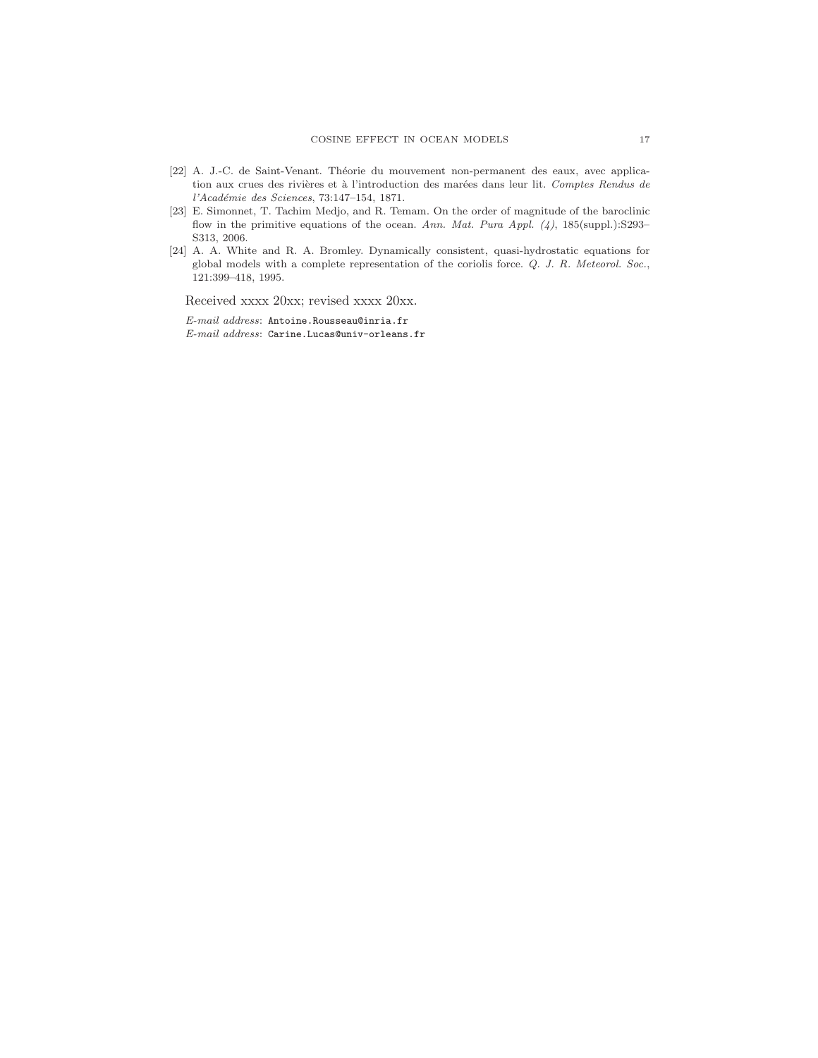[22] A. J.-C. de Saint-Venant. Théorie du mouvement non-permanent des eaux, avec application aux crues des rivières et à l'introduction des marées dans leur lit. *Comptes Rendus de l'Académie des Sciences*, 73:147–154, 1871.

[23] E. Simonnet, T. Tachim Medjo, and R. Temam. On the order of magnitude of the baroclinic flow in the primitive equations of the ocean. *Ann. Mat. Pura Appl. (4)*, 185(suppl.):S293–S313, 2006.

[24] A. A. White and R. A. Bromley. Dynamically consistent, quasi-hydrostatic equations for global models with a complete representation of the coriolis force. *Q. J. R. Meteorol. Soc.*, 121:399–418, 1995.

Received xxxx 20xx; revised xxxx 20xx.

*E-mail address*: `Antoine.Rousseau@inria.fr`
*E-mail address*: `Carine.Lucas@univ-orleans.fr`